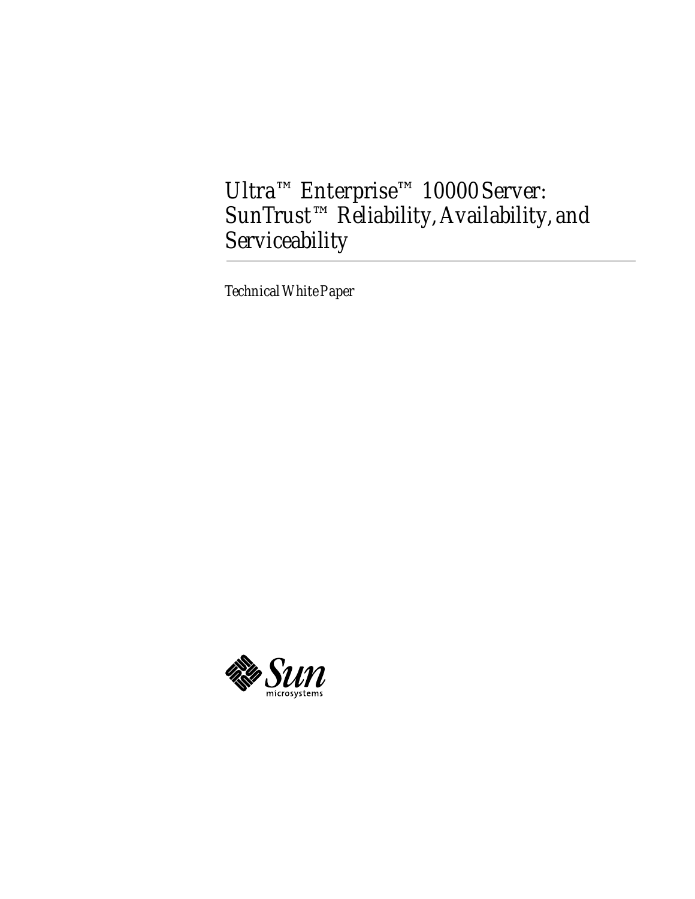# Ultra™ Enterprise™ 10000 Server: SunTrust™ Reliability, Availability, and Serviceability

*Technical White Paper*

Sun microsystems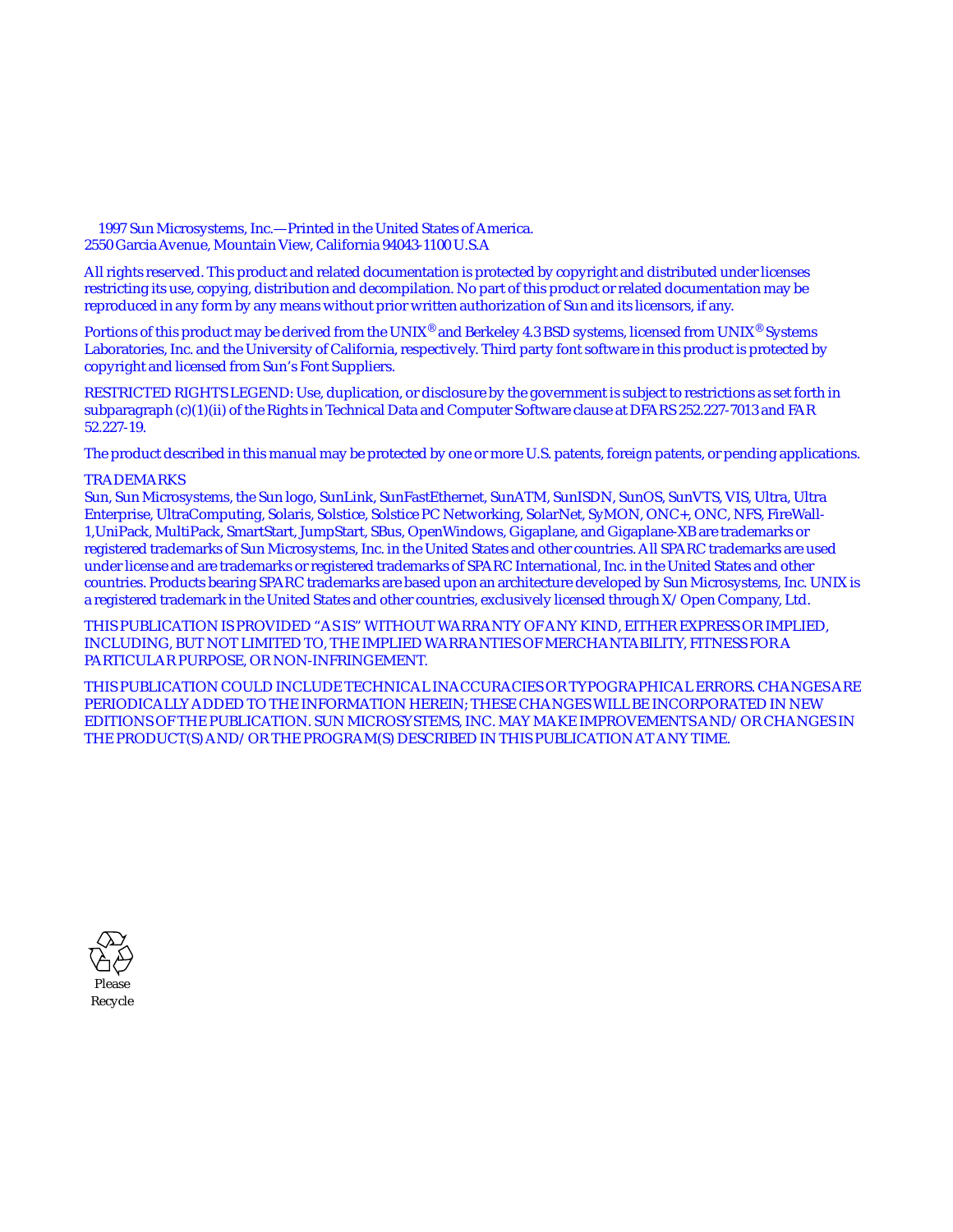1997 Sun Microsystems, Inc.—Printed in the United States of America.
2550 Garcia Avenue, Mountain View, California 94043-1100 U.S.A

All rights reserved. This product and related documentation is protected by copyright and distributed under licenses restricting its use, copying, distribution and decompilation. No part of this product or related documentation may be reproduced in any form by any means without prior written authorization of Sun and its licensors, if any.

Portions of this product may be derived from the UNIX® and Berkeley 4.3 BSD systems, licensed from UNIX® Systems Laboratories, Inc. and the University of California, respectively. Third party font software in this product is protected by copyright and licensed from Sun's Font Suppliers.

RESTRICTED RIGHTS LEGEND: Use, duplication, or disclosure by the government is subject to restrictions as set forth in subparagraph (c)(1)(ii) of the Rights in Technical Data and Computer Software clause at DFARS 252.227-7013 and FAR 52.227-19.

The product described in this manual may be protected by one or more U.S. patents, foreign patents, or pending applications.

TRADEMARKS
Sun, Sun Microsystems, the Sun logo, SunLink, SunFastEthernet, SunATM, SunISDN, SunOS, SunVTS, VIS, Ultra, Ultra Enterprise, UltraComputing, Solaris, Solstice, Solstice PC Networking, SolarNet, SyMON, ONC+, ONC, NFS, FireWall-1,UniPack, MultiPack, SmartStart, JumpStart, SBus, OpenWindows, Gigaplane, and Gigaplane-XB are trademarks or registered trademarks of Sun Microsystems, Inc. in the United States and other countries. All SPARC trademarks are used under license and are trademarks or registered trademarks of SPARC International, Inc. in the United States and other countries. Products bearing SPARC trademarks are based upon an architecture developed by Sun Microsystems, Inc. UNIX is a registered trademark in the United States and other countries, exclusively licensed through X/Open Company, Ltd.

THIS PUBLICATION IS PROVIDED "AS IS" WITHOUT WARRANTY OF ANY KIND, EITHER EXPRESS OR IMPLIED, INCLUDING, BUT NOT LIMITED TO, THE IMPLIED WARRANTIES OF MERCHANTABILITY, FITNESS FOR A PARTICULAR PURPOSE, OR NON-INFRINGEMENT.

THIS PUBLICATION COULD INCLUDE TECHNICAL INACCURACIES OR TYPOGRAPHICAL ERRORS. CHANGES ARE PERIODICALLY ADDED TO THE INFORMATION HEREIN; THESE CHANGES WILL BE INCORPORATED IN NEW EDITIONS OF THE PUBLICATION. SUN MICROSYSTEMS, INC. MAY MAKE IMPROVEMENTS AND/OR CHANGES IN THE PRODUCT(S) AND/OR THE PROGRAM(S) DESCRIBED IN THIS PUBLICATION AT ANY TIME.

Please
Recycle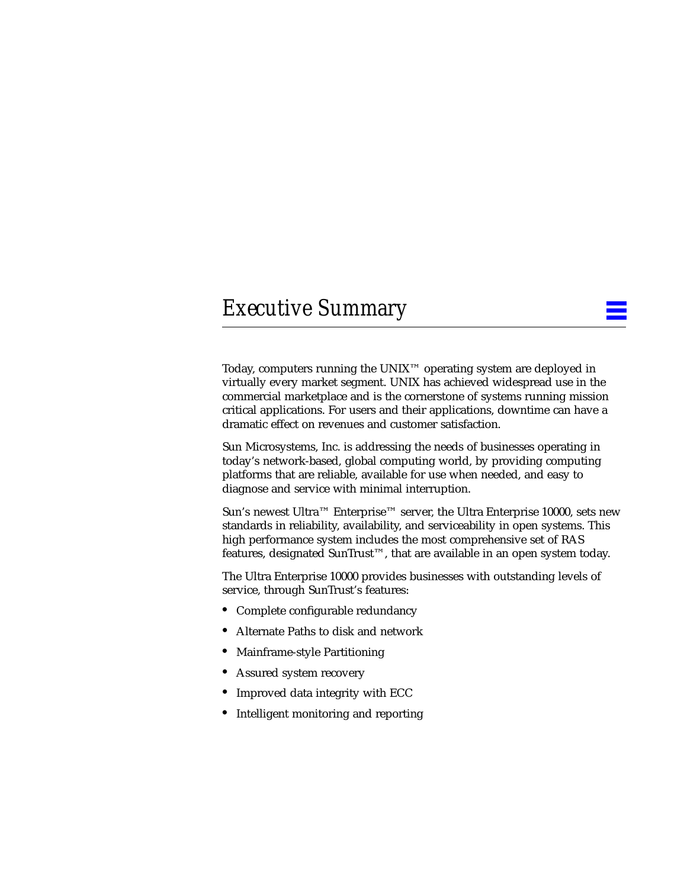# *Executive Summary*

Today, computers running the UNIX™ operating system are deployed in virtually every market segment. UNIX has achieved widespread use in the commercial marketplace and is the cornerstone of systems running mission critical applications. For users and their applications, downtime can have a dramatic effect on revenues and customer satisfaction.

Sun Microsystems, Inc. is addressing the needs of businesses operating in today's network-based, global computing world, by providing computing platforms that are reliable, available for use when needed, and easy to diagnose and service with minimal interruption.

Sun's newest Ultra™ Enterprise™ server, the Ultra Enterprise 10000, sets new standards in reliability, availability, and serviceability in open systems. This high performance system includes the most comprehensive set of RAS features, designated SunTrust™, that are available in an open system today.

The Ultra Enterprise 10000 provides businesses with outstanding levels of service, through SunTrust's features:

- Complete configurable redundancy
- Alternate Paths to disk and network
- Mainframe-style Partitioning
- Assured system recovery
- Improved data integrity with ECC
- Intelligent monitoring and reporting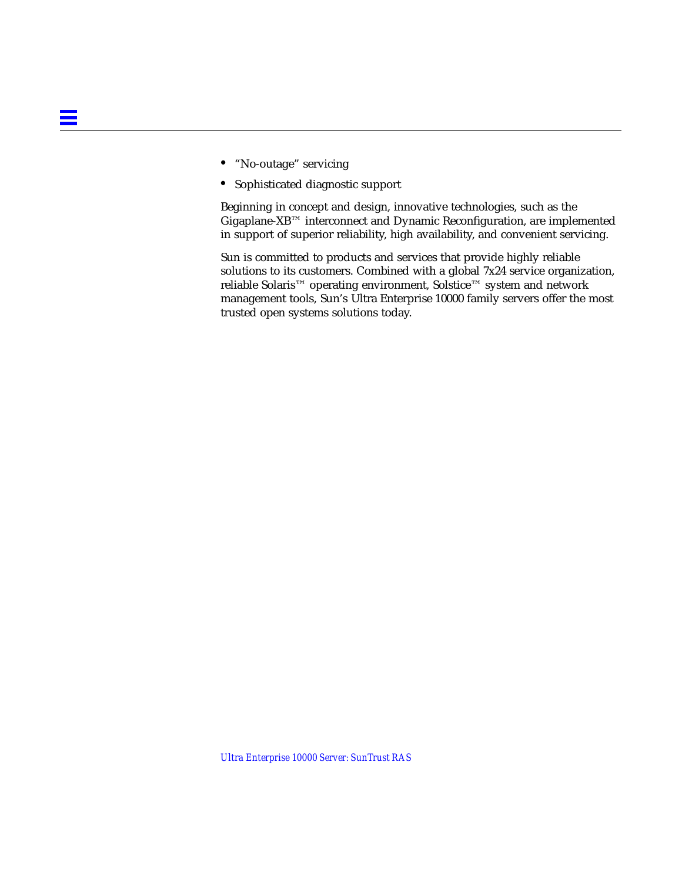- “No-outage” servicing
- Sophisticated diagnostic support

Beginning in concept and design, innovative technologies, such as the Gigaplane-XB™ interconnect and Dynamic Reconfiguration, are implemented in support of superior reliability, high availability, and convenient servicing.

Sun is committed to products and services that provide highly reliable solutions to its customers. Combined with a global 7x24 service organization, reliable Solaris™ operating environment, Solstice™ system and network management tools, Sun’s Ultra Enterprise 10000 family servers offer the most trusted open systems solutions today.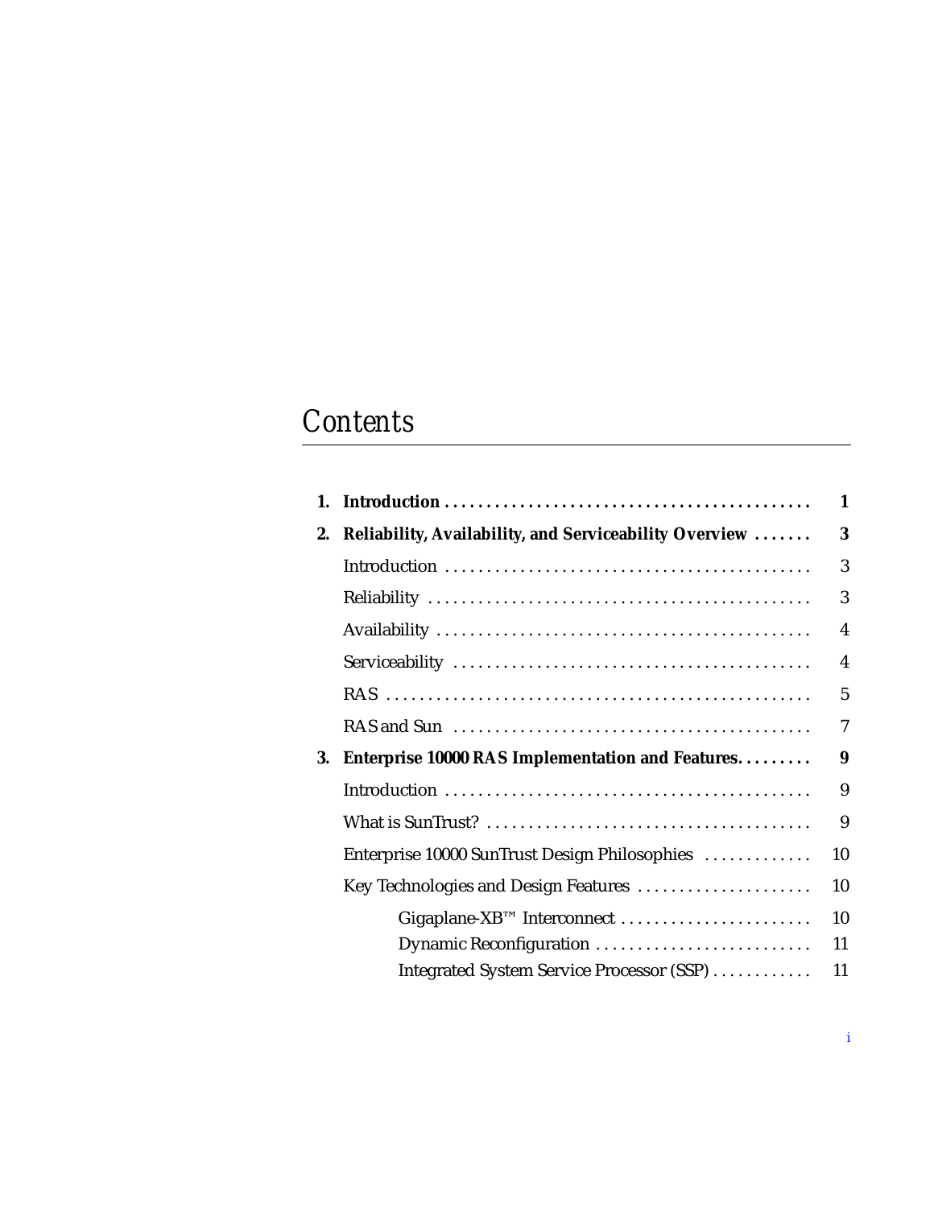# *Contents*

| | | |
|---|---|---|
| **1.** | **Introduction** | **1** |
| **2.** | **Reliability, Availability, and Serviceability Overview** | **3** |
| | Introduction | 3 |
| | Reliability | 3 |
| | Availability | 4 |
| | Serviceability | 4 |
| | RAS | 5 |
| | RAS and Sun | 7 |
| **3.** | **Enterprise 10000 RAS Implementation and Features** | **9** |
| | Introduction | 9 |
| | What is SunTrust? | 9 |
| | Enterprise 10000 SunTrust Design Philosophies | 10 |
| | Key Technologies and Design Features | 10 |
| | Gigaplane-XB™ Interconnect | 10 |
| | Dynamic Reconfiguration | 11 |
| | Integrated System Service Processor (SSP) | 11 |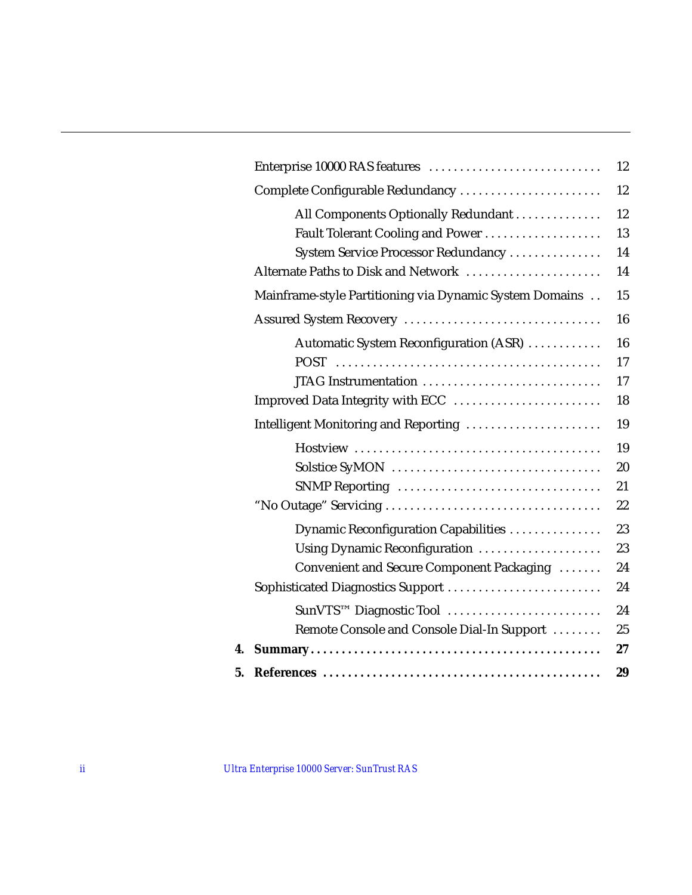- Enterprise 10000 RAS features ............................ 12
- Complete Configurable Redundancy ....................... 12
  - All Components Optionally Redundant .............. 12
  - Fault Tolerant Cooling and Power ................... 13
  - System Service Processor Redundancy ............... 14
- Alternate Paths to Disk and Network ...................... 14
- Mainframe-style Partitioning via Dynamic System Domains .. 15
- Assured System Recovery ................................ 16
  - Automatic System Reconfiguration (ASR) ............ 16
  - POST .......................................... 17
  - JTAG Instrumentation ............................. 17
- Improved Data Integrity with ECC ........................ 18
- Intelligent Monitoring and Reporting ...................... 19
  - Hostview ....................................... 19
  - Solstice SyMON .................................. 20
  - SNMP Reporting ................................. 21
- "No Outage" Servicing .................................. 22
  - Dynamic Reconfiguration Capabilities ............... 23
  - Using Dynamic Reconfiguration .................... 23
  - Convenient and Secure Component Packaging ....... 24
- Sophisticated Diagnostics Support ......................... 24
  - SunVTS™ Diagnostic Tool ......................... 24
  - Remote Console and Console Dial-In Support ........ 25

**4. Summary** ................................................ **27**

**5. References** ............................................. **29**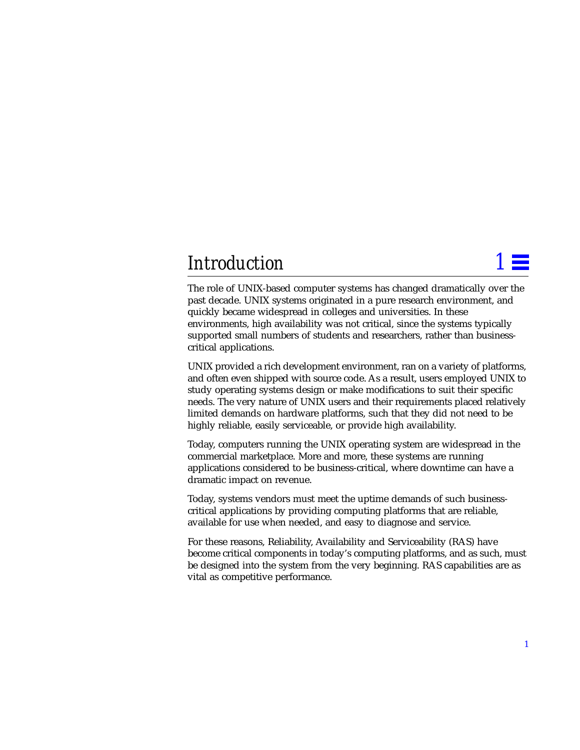# Introduction

The role of UNIX-based computer systems has changed dramatically over the past decade. UNIX systems originated in a pure research environment, and quickly became widespread in colleges and universities. In these environments, high availability was not critical, since the systems typically supported small numbers of students and researchers, rather than business-critical applications.

UNIX provided a rich development environment, ran on a variety of platforms, and often even shipped with source code. As a result, users employed UNIX to study operating systems design or make modifications to suit their specific needs. The very nature of UNIX users and their requirements placed relatively limited demands on hardware platforms, such that they did not need to be highly reliable, easily serviceable, or provide high availability.

Today, computers running the UNIX operating system are widespread in the commercial marketplace. More and more, these systems are running applications considered to be business-critical, where downtime can have a dramatic impact on revenue.

Today, systems vendors must meet the uptime demands of such business-critical applications by providing computing platforms that are reliable, available for use when needed, and easy to diagnose and service.

For these reasons, Reliability, Availability and Serviceability (RAS) have become critical components in today's computing platforms, and as such, must be designed into the system from the very beginning. RAS capabilities are as vital as competitive performance.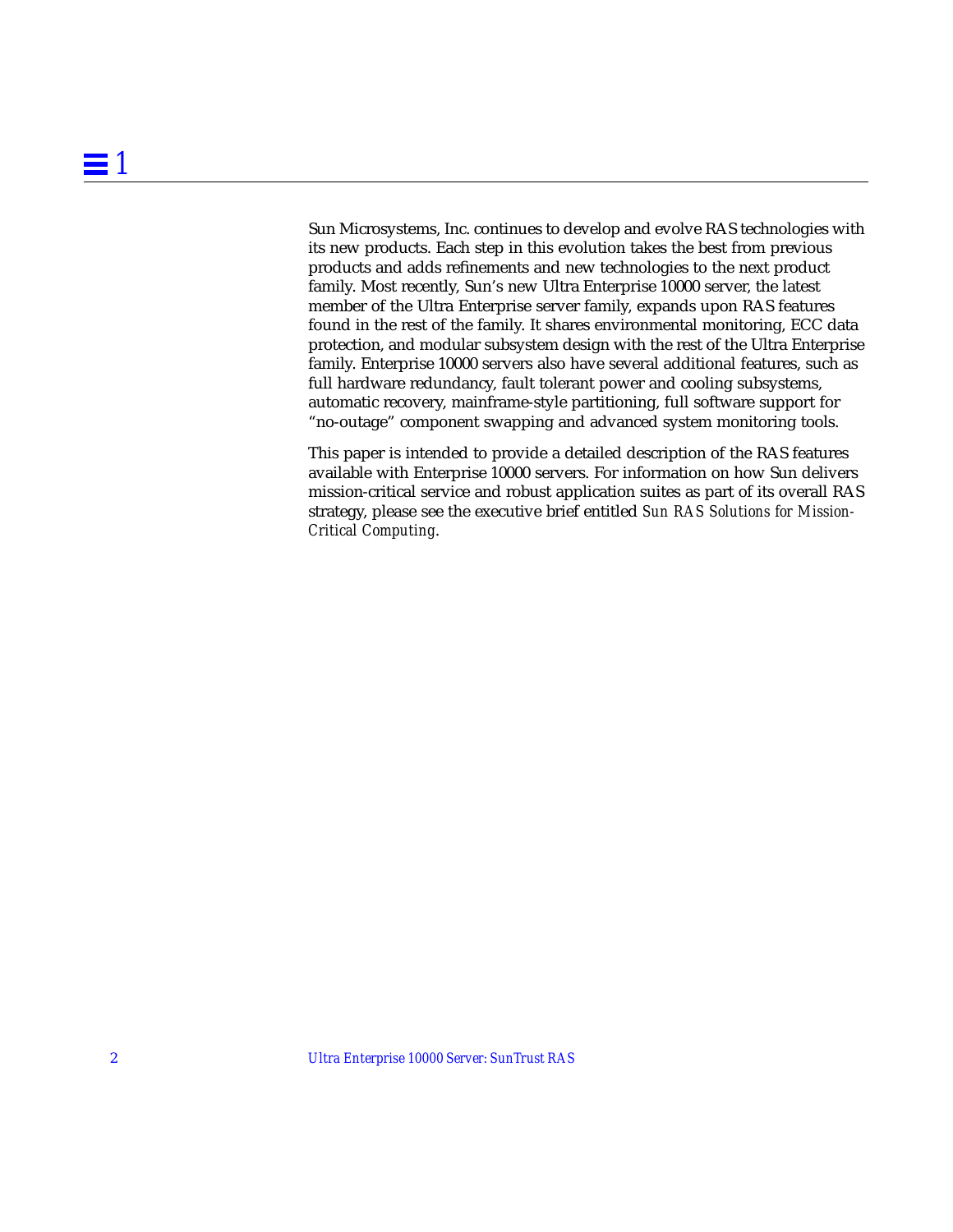Sun Microsystems, Inc. continues to develop and evolve RAS technologies with its new products. Each step in this evolution takes the best from previous products and adds refinements and new technologies to the next product family. Most recently, Sun's new Ultra Enterprise 10000 server, the latest member of the Ultra Enterprise server family, expands upon RAS features found in the rest of the family. It shares environmental monitoring, ECC data protection, and modular subsystem design with the rest of the Ultra Enterprise family. Enterprise 10000 servers also have several additional features, such as full hardware redundancy, fault tolerant power and cooling subsystems, automatic recovery, mainframe-style partitioning, full software support for "no-outage" component swapping and advanced system monitoring tools.

This paper is intended to provide a detailed description of the RAS features available with Enterprise 10000 servers. For information on how Sun delivers mission-critical service and robust application suites as part of its overall RAS strategy, please see the executive brief entitled *Sun RAS Solutions for Mission-Critical Computing*.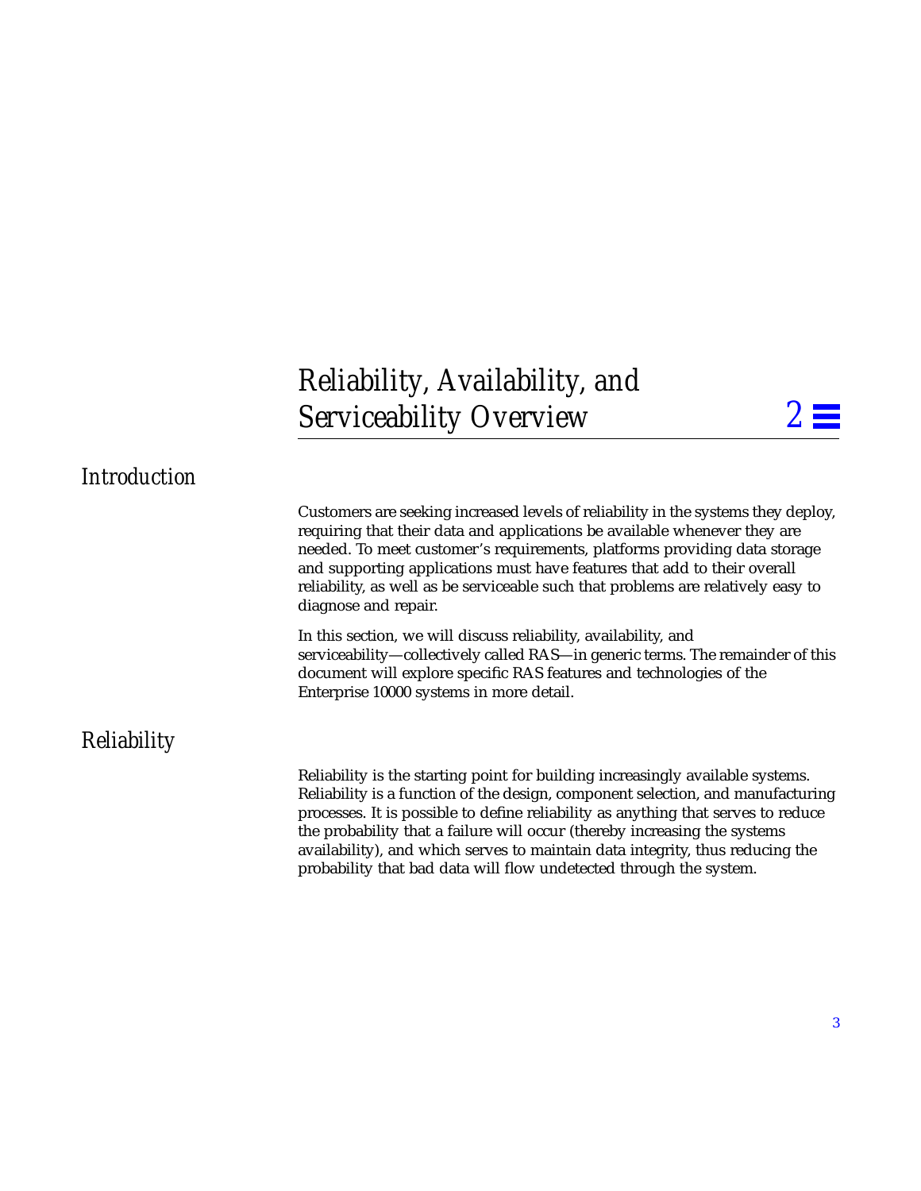# Reliability, Availability, and Serviceability Overview

## Introduction

Customers are seeking increased levels of reliability in the systems they deploy, requiring that their data and applications be available whenever they are needed. To meet customer's requirements, platforms providing data storage and supporting applications must have features that add to their overall reliability, as well as be serviceable such that problems are relatively easy to diagnose and repair.

In this section, we will discuss reliability, availability, and serviceability—collectively called RAS—in generic terms. The remainder of this document will explore specific RAS features and technologies of the Enterprise 10000 systems in more detail.

## Reliability

Reliability is the starting point for building increasingly available systems. Reliability is a function of the design, component selection, and manufacturing processes. It is possible to define reliability as anything that serves to reduce the probability that a failure will occur (thereby increasing the systems availability), and which serves to maintain data integrity, thus reducing the probability that bad data will flow undetected through the system.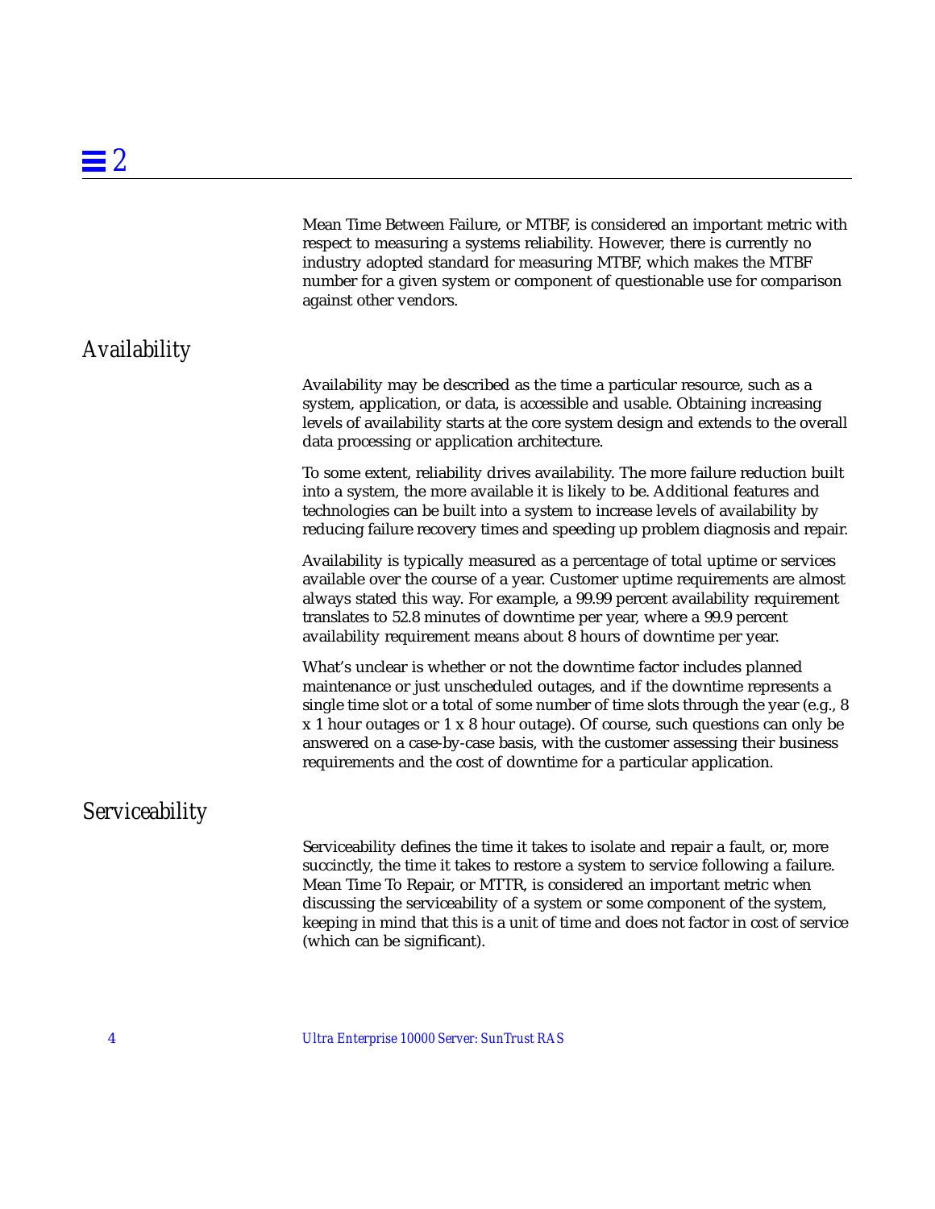Mean Time Between Failure, or MTBF, is considered an important metric with respect to measuring a systems reliability. However, there is currently no industry adopted standard for measuring MTBF, which makes the MTBF number for a given system or component of questionable use for comparison against other vendors.

## Availability

Availability may be described as the time a particular resource, such as a system, application, or data, is accessible and usable. Obtaining increasing levels of availability starts at the core system design and extends to the overall data processing or application architecture.

To some extent, reliability drives availability. The more failure reduction built into a system, the more available it is likely to be. Additional features and technologies can be built into a system to increase levels of availability by reducing failure recovery times and speeding up problem diagnosis and repair.

Availability is typically measured as a percentage of total uptime or services available over the course of a year. Customer uptime requirements are almost always stated this way. For example, a 99.99 percent availability requirement translates to 52.8 minutes of downtime per year, where a 99.9 percent availability requirement means about 8 hours of downtime per year.

What's unclear is whether or not the downtime factor includes planned maintenance or just unscheduled outages, and if the downtime represents a single time slot or a total of some number of time slots through the year (e.g., 8 x 1 hour outages or 1 x 8 hour outage). Of course, such questions can only be answered on a case-by-case basis, with the customer assessing their business requirements and the cost of downtime for a particular application.

## Serviceability

Serviceability defines the time it takes to isolate and repair a fault, or, more succinctly, the time it takes to restore a system to service following a failure. Mean Time To Repair, or MTTR, is considered an important metric when discussing the serviceability of a system or some component of the system, keeping in mind that this is a unit of time and does not factor in cost of service (which can be significant).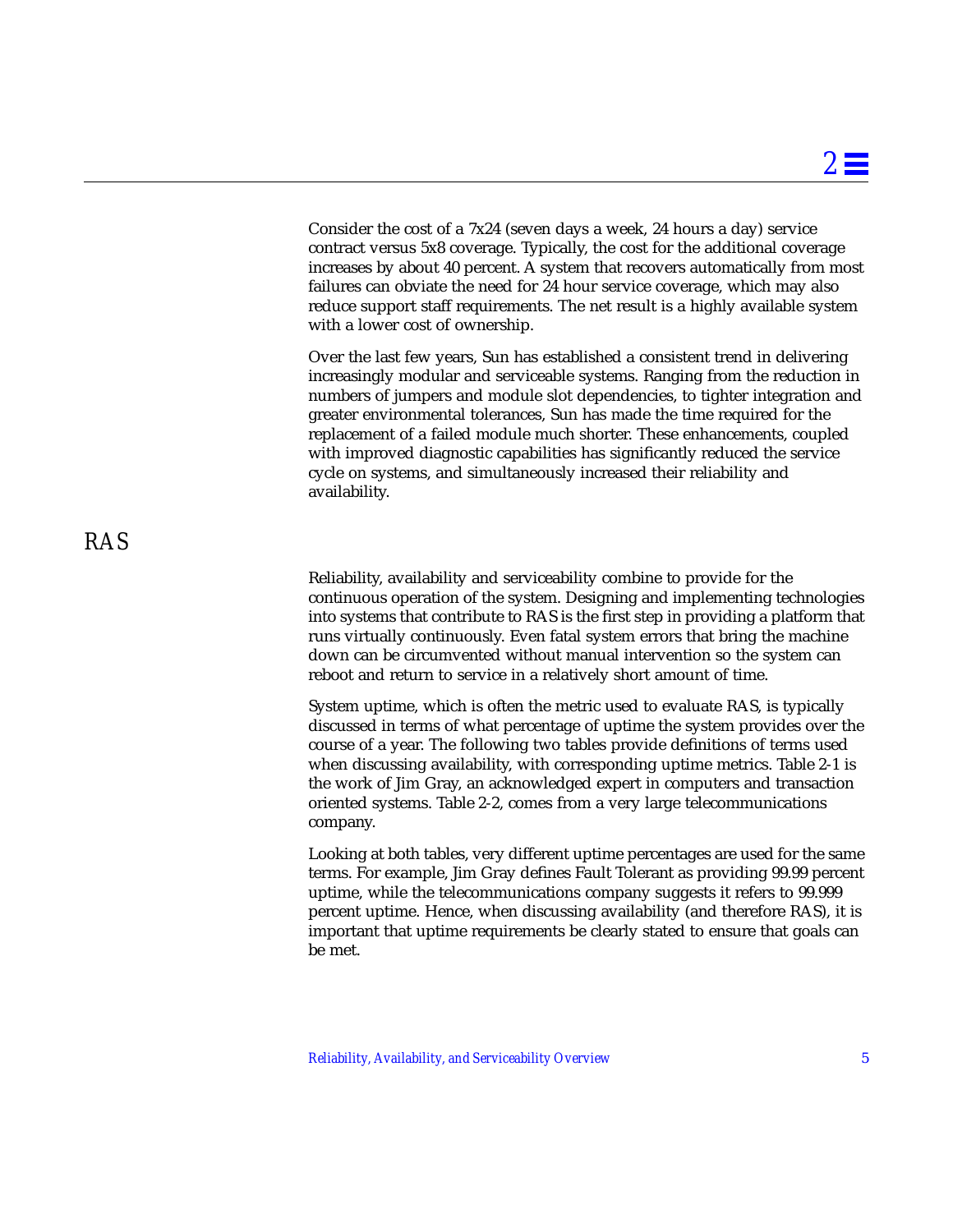Consider the cost of a 7x24 (seven days a week, 24 hours a day) service contract versus 5x8 coverage. Typically, the cost for the additional coverage increases by about 40 percent. A system that recovers automatically from most failures can obviate the need for 24 hour service coverage, which may also reduce support staff requirements. The net result is a highly available system with a lower cost of ownership.

Over the last few years, Sun has established a consistent trend in delivering increasingly modular and serviceable systems. Ranging from the reduction in numbers of jumpers and module slot dependencies, to tighter integration and greater environmental tolerances, Sun has made the time required for the replacement of a failed module much shorter. These enhancements, coupled with improved diagnostic capabilities has significantly reduced the service cycle on systems, and simultaneously increased their reliability and availability.

## RAS

Reliability, availability and serviceability combine to provide for the continuous operation of the system. Designing and implementing technologies into systems that contribute to RAS is the first step in providing a platform that runs virtually continuously. Even fatal system errors that bring the machine down can be circumvented without manual intervention so the system can reboot and return to service in a relatively short amount of time.

System uptime, which is often the metric used to evaluate RAS, is typically discussed in terms of what percentage of uptime the system provides over the course of a year. The following two tables provide definitions of terms used when discussing availability, with corresponding uptime metrics. Table 2-1 is the work of Jim Gray, an acknowledged expert in computers and transaction oriented systems. Table 2-2, comes from a very large telecommunications company.

Looking at both tables, very different uptime percentages are used for the same terms. For example, Jim Gray defines Fault Tolerant as providing 99.99 percent uptime, while the telecommunications company suggests it refers to 99.999 percent uptime. Hence, when discussing availability (and therefore RAS), it is important that uptime requirements be clearly stated to ensure that goals can be met.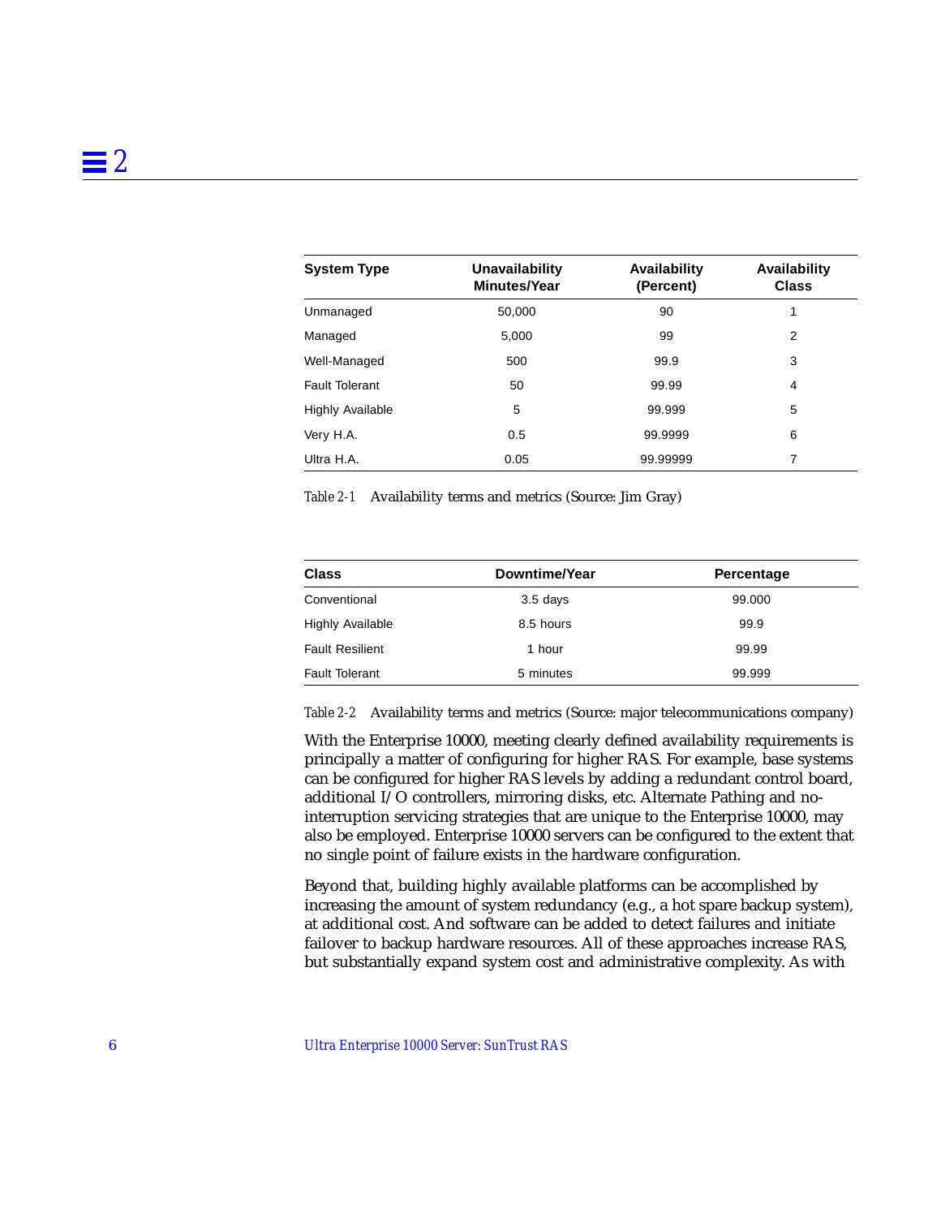| System Type | Unavailability Minutes/Year | Availability (Percent) | Availability Class |
| --- | --- | --- | --- |
| Unmanaged | 50,000 | 90 | 1 |
| Managed | 5,000 | 99 | 2 |
| Well-Managed | 500 | 99.9 | 3 |
| Fault Tolerant | 50 | 99.99 | 4 |
| Highly Available | 5 | 99.999 | 5 |
| Very H.A. | 0.5 | 99.9999 | 6 |
| Ultra H.A. | 0.05 | 99.99999 | 7 |

*Table 2-1* Availability terms and metrics (Source: Jim Gray)

| Class | Downtime/Year | Percentage |
| --- | --- | --- |
| Conventional | 3.5 days | 99.000 |
| Highly Available | 8.5 hours | 99.9 |
| Fault Resilient | 1 hour | 99.99 |
| Fault Tolerant | 5 minutes | 99.999 |

*Table 2-2* Availability terms and metrics (Source: major telecommunications company)

With the Enterprise 10000, meeting clearly defined availability requirements is principally a matter of configuring for higher RAS. For example, base systems can be configured for higher RAS levels by adding a redundant control board, additional I/O controllers, mirroring disks, etc. Alternate Pathing and no-interruption servicing strategies that are unique to the Enterprise 10000, may also be employed. Enterprise 10000 servers can be configured to the extent that no single point of failure exists in the hardware configuration.

Beyond that, building highly available platforms can be accomplished by increasing the amount of system redundancy (e.g., a hot spare backup system), at additional cost. And software can be added to detect failures and initiate failover to backup hardware resources. All of these approaches increase RAS, but substantially expand system cost and administrative complexity. As with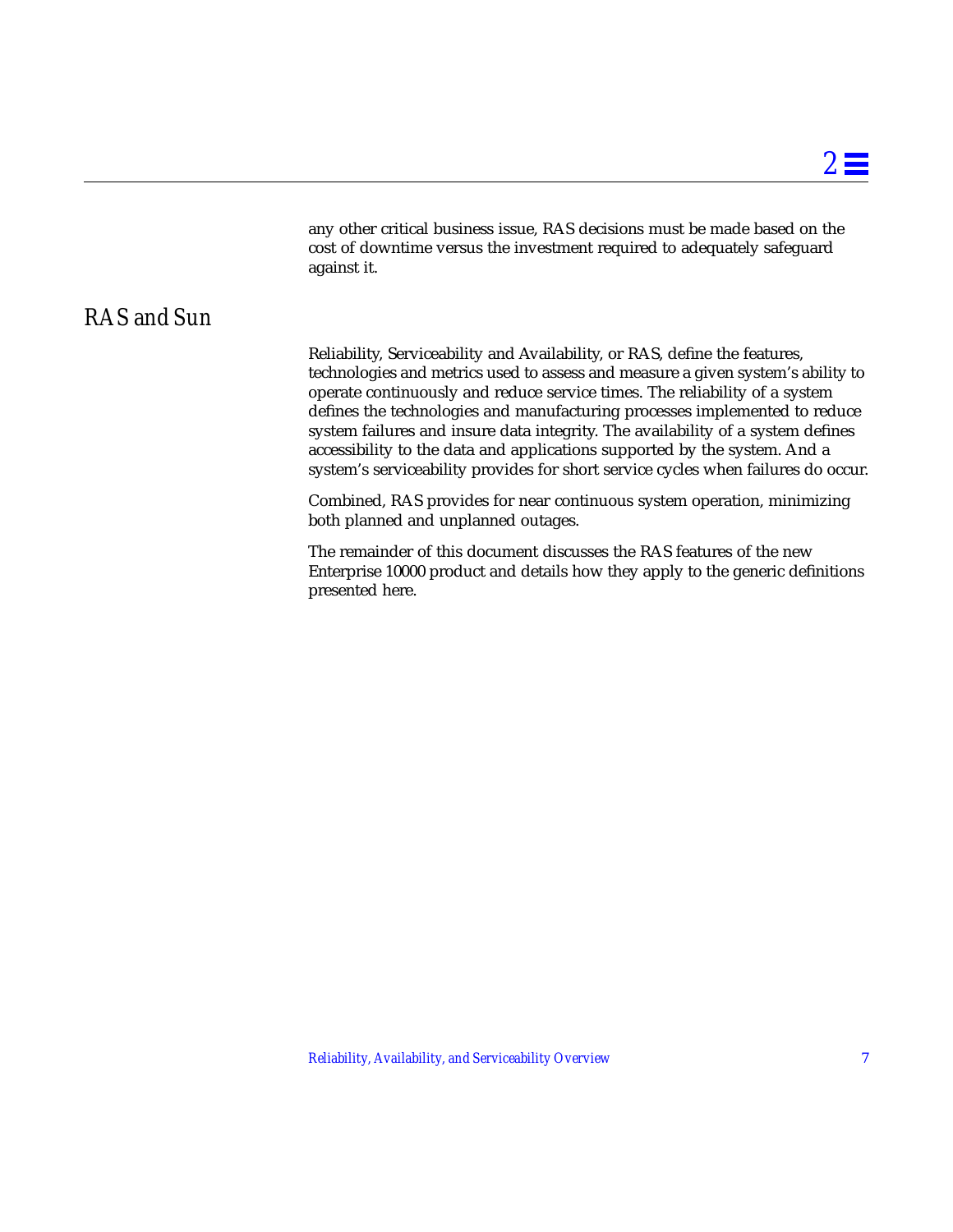any other critical business issue, RAS decisions must be made based on the cost of downtime versus the investment required to adequately safeguard against it.

## RAS and Sun

Reliability, Serviceability and Availability, or RAS, define the features, technologies and metrics used to assess and measure a given system's ability to operate continuously and reduce service times. The reliability of a system defines the technologies and manufacturing processes implemented to reduce system failures and insure data integrity. The availability of a system defines accessibility to the data and applications supported by the system. And a system's serviceability provides for short service cycles when failures do occur.

Combined, RAS provides for near continuous system operation, minimizing both planned and unplanned outages.

The remainder of this document discusses the RAS features of the new Enterprise 10000 product and details how they apply to the generic definitions presented here.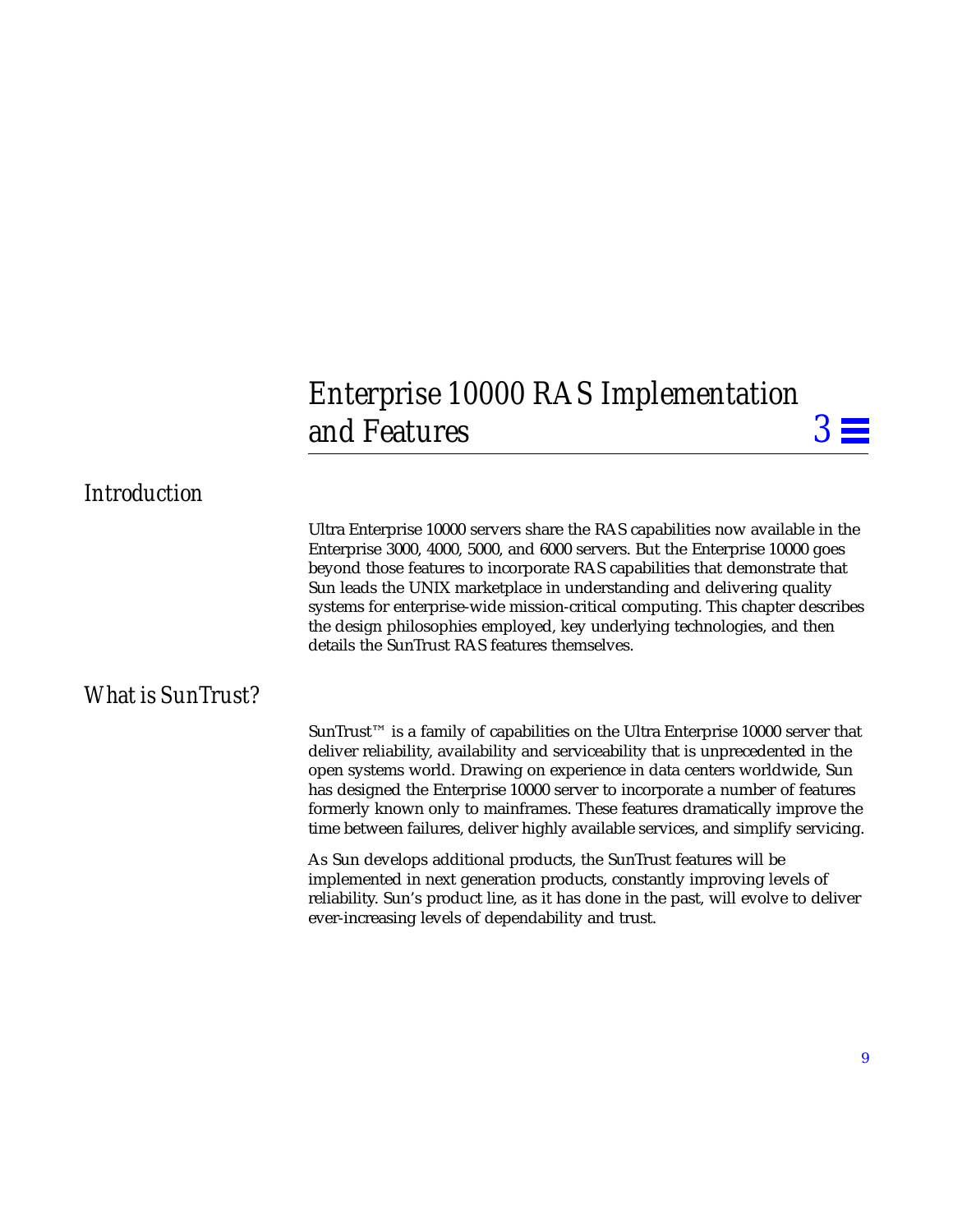# Enterprise 10000 RAS Implementation and Features 3

## Introduction

Ultra Enterprise 10000 servers share the RAS capabilities now available in the Enterprise 3000, 4000, 5000, and 6000 servers. But the Enterprise 10000 goes beyond those features to incorporate RAS capabilities that demonstrate that Sun leads the UNIX marketplace in understanding and delivering quality systems for enterprise-wide mission-critical computing. This chapter describes the design philosophies employed, key underlying technologies, and then details the SunTrust RAS features themselves.

## What is SunTrust?

SunTrust™ is a family of capabilities on the Ultra Enterprise 10000 server that deliver reliability, availability and serviceability that is unprecedented in the open systems world. Drawing on experience in data centers worldwide, Sun has designed the Enterprise 10000 server to incorporate a number of features formerly known only to mainframes. These features dramatically improve the time between failures, deliver highly available services, and simplify servicing.

As Sun develops additional products, the SunTrust features will be implemented in next generation products, constantly improving levels of reliability. Sun's product line, as it has done in the past, will evolve to deliver ever-increasing levels of dependability and trust.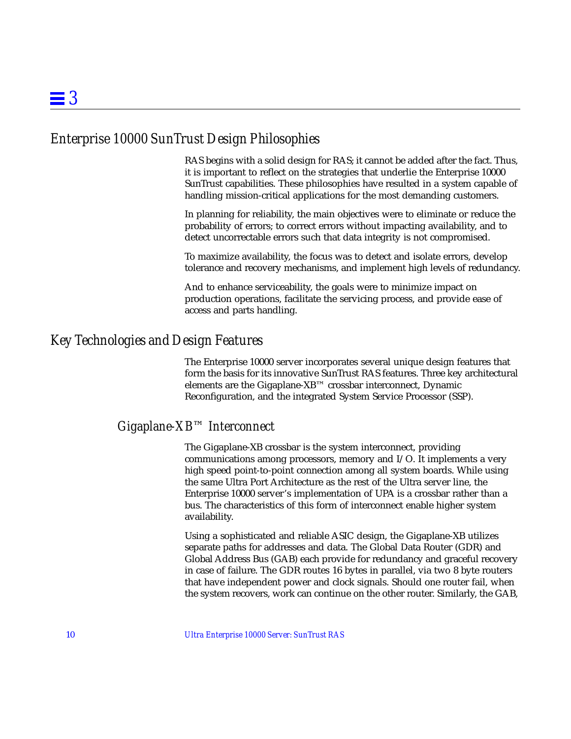## Enterprise 10000 SunTrust Design Philosophies

RAS begins with a solid design for RAS; it cannot be added after the fact. Thus, it is important to reflect on the strategies that underlie the Enterprise 10000 SunTrust capabilities. These philosophies have resulted in a system capable of handling mission-critical applications for the most demanding customers.

In planning for reliability, the main objectives were to eliminate or reduce the probability of errors; to correct errors without impacting availability, and to detect uncorrectable errors such that data integrity is not compromised.

To maximize availability, the focus was to detect and isolate errors, develop tolerance and recovery mechanisms, and implement high levels of redundancy.

And to enhance serviceability, the goals were to minimize impact on production operations, facilitate the servicing process, and provide ease of access and parts handling.

## Key Technologies and Design Features

The Enterprise 10000 server incorporates several unique design features that form the basis for its innovative SunTrust RAS features. Three key architectural elements are the Gigaplane-XB™ crossbar interconnect, Dynamic Reconfiguration, and the integrated System Service Processor (SSP).

### Gigaplane-XB™ Interconnect

The Gigaplane-XB crossbar is the system interconnect, providing communications among processors, memory and I/O. It implements a very high speed point-to-point connection among all system boards. While using the same Ultra Port Architecture as the rest of the Ultra server line, the Enterprise 10000 server's implementation of UPA is a crossbar rather than a bus. The characteristics of this form of interconnect enable higher system availability.

Using a sophisticated and reliable ASIC design, the Gigaplane-XB utilizes separate paths for addresses and data. The Global Data Router (GDR) and Global Address Bus (GAB) each provide for redundancy and graceful recovery in case of failure. The GDR routes 16 bytes in parallel, via two 8 byte routers that have independent power and clock signals. Should one router fail, when the system recovers, work can continue on the other router. Similarly, the GAB,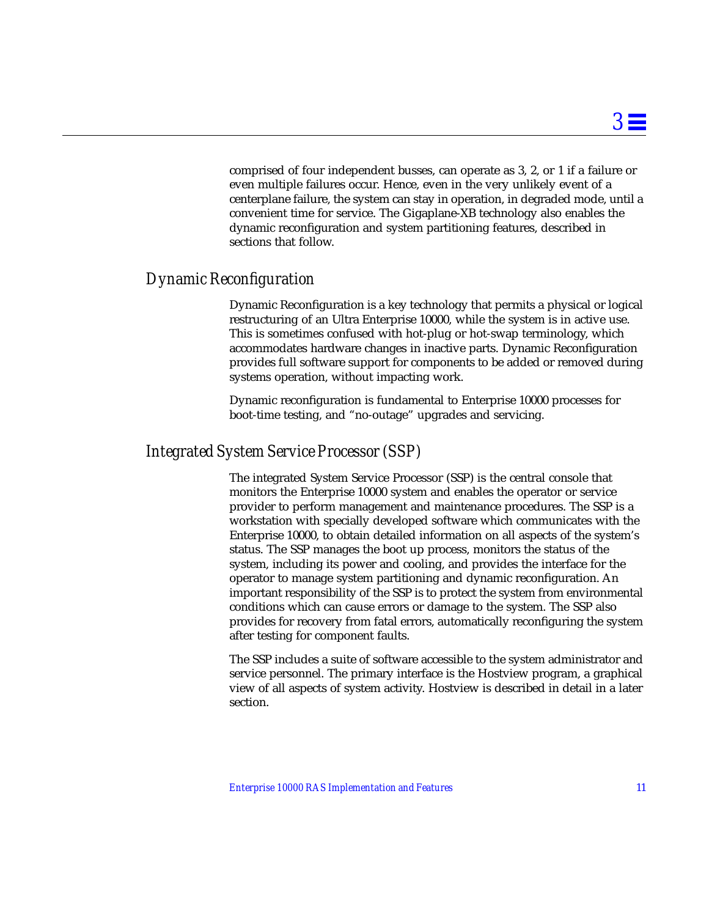comprised of four independent busses, can operate as 3, 2, or 1 if a failure or even multiple failures occur. Hence, even in the very unlikely event of a centerplane failure, the system can stay in operation, in degraded mode, until a convenient time for service. The Gigaplane-XB technology also enables the dynamic reconfiguration and system partitioning features, described in sections that follow.

## *Dynamic Reconfiguration*

Dynamic Reconfiguration is a key technology that permits a physical or logical restructuring of an Ultra Enterprise 10000, while the system is in active use. This is sometimes confused with hot-plug or hot-swap terminology, which accommodates hardware changes in inactive parts. Dynamic Reconfiguration provides full software support for components to be added or removed during systems operation, without impacting work.

Dynamic reconfiguration is fundamental to Enterprise 10000 processes for boot-time testing, and “no-outage” upgrades and servicing.

## *Integrated System Service Processor (SSP)*

The integrated System Service Processor (SSP) is the central console that monitors the Enterprise 10000 system and enables the operator or service provider to perform management and maintenance procedures. The SSP is a workstation with specially developed software which communicates with the Enterprise 10000, to obtain detailed information on all aspects of the system’s status. The SSP manages the boot up process, monitors the status of the system, including its power and cooling, and provides the interface for the operator to manage system partitioning and dynamic reconfiguration. An important responsibility of the SSP is to protect the system from environmental conditions which can cause errors or damage to the system. The SSP also provides for recovery from fatal errors, automatically reconfiguring the system after testing for component faults.

The SSP includes a suite of software accessible to the system administrator and service personnel. The primary interface is the Hostview program, a graphical view of all aspects of system activity. Hostview is described in detail in a later section.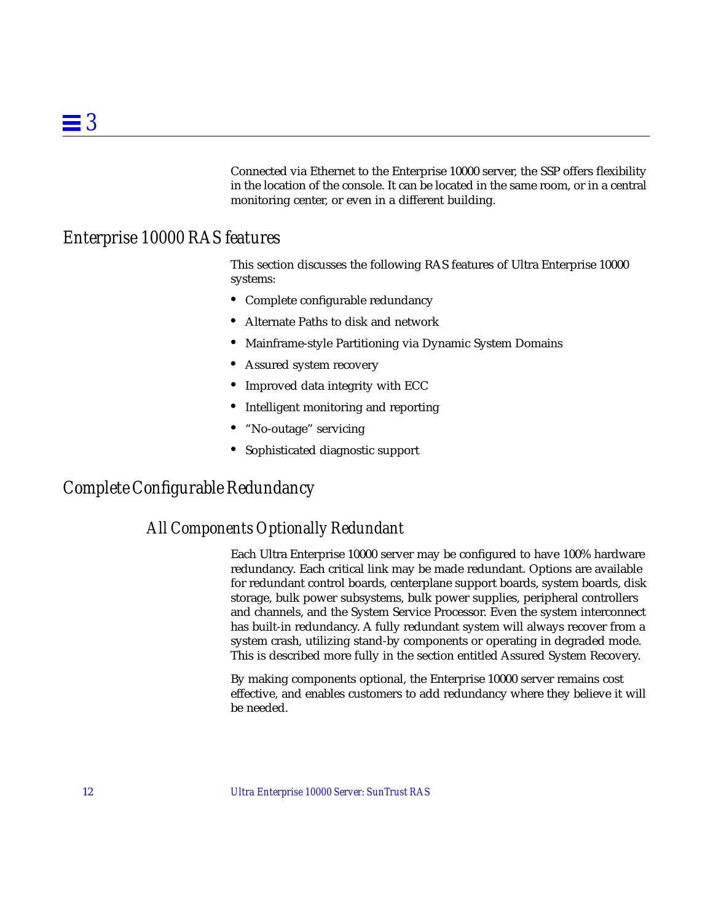Connected via Ethernet to the Enterprise 10000 server, the SSP offers flexibility in the location of the console. It can be located in the same room, or in a central monitoring center, or even in a different building.

## Enterprise 10000 RAS features

This section discusses the following RAS features of Ultra Enterprise 10000 systems:

- Complete configurable redundancy
- Alternate Paths to disk and network
- Mainframe-style Partitioning via Dynamic System Domains
- Assured system recovery
- Improved data integrity with ECC
- Intelligent monitoring and reporting
- "No-outage" servicing
- Sophisticated diagnostic support

## Complete Configurable Redundancy

### All Components Optionally Redundant

Each Ultra Enterprise 10000 server may be configured to have 100% hardware redundancy. Each critical link may be made redundant. Options are available for redundant control boards, centerplane support boards, system boards, disk storage, bulk power subsystems, bulk power supplies, peripheral controllers and channels, and the System Service Processor. Even the system interconnect has built-in redundancy. A fully redundant system will always recover from a system crash, utilizing stand-by components or operating in degraded mode. This is described more fully in the section entitled Assured System Recovery.

By making components optional, the Enterprise 10000 server remains cost effective, and enables customers to add redundancy where they believe it will be needed.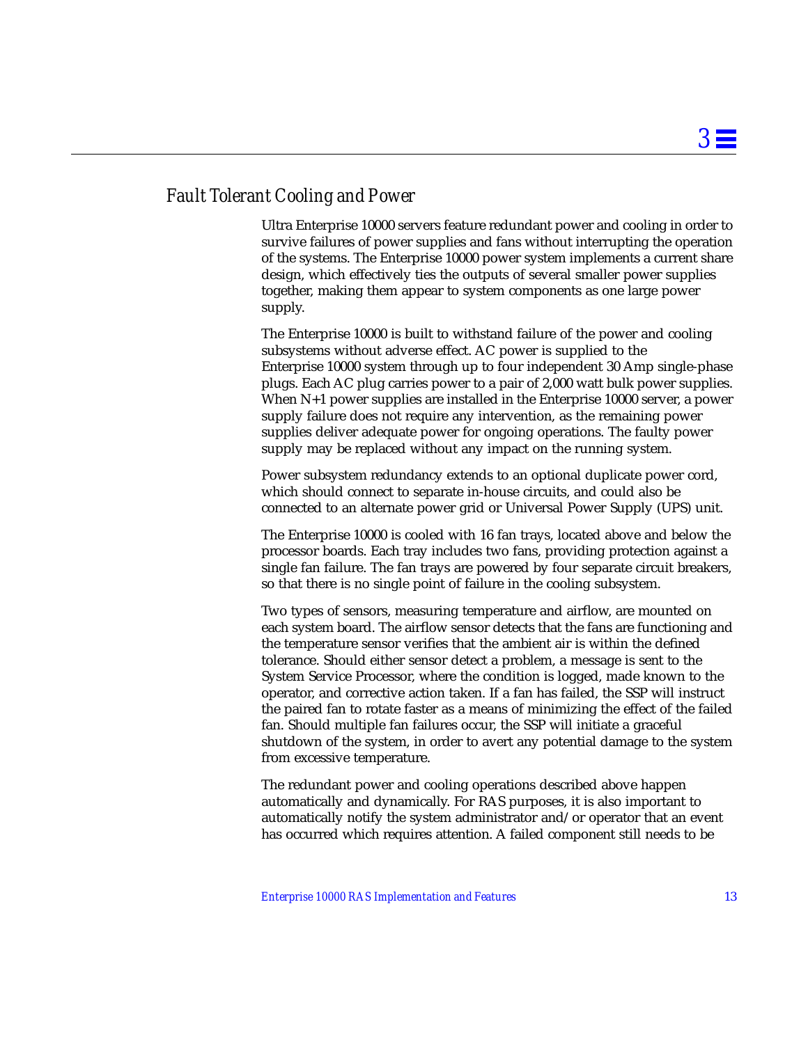## Fault Tolerant Cooling and Power

Ultra Enterprise 10000 servers feature redundant power and cooling in order to survive failures of power supplies and fans without interrupting the operation of the systems. The Enterprise 10000 power system implements a current share design, which effectively ties the outputs of several smaller power supplies together, making them appear to system components as one large power supply.

The Enterprise 10000 is built to withstand failure of the power and cooling subsystems without adverse effect. AC power is supplied to the Enterprise 10000 system through up to four independent 30 Amp single-phase plugs. Each AC plug carries power to a pair of 2,000 watt bulk power supplies. When N+1 power supplies are installed in the Enterprise 10000 server, a power supply failure does not require any intervention, as the remaining power supplies deliver adequate power for ongoing operations. The faulty power supply may be replaced without any impact on the running system.

Power subsystem redundancy extends to an optional duplicate power cord, which should connect to separate in-house circuits, and could also be connected to an alternate power grid or Universal Power Supply (UPS) unit.

The Enterprise 10000 is cooled with 16 fan trays, located above and below the processor boards. Each tray includes two fans, providing protection against a single fan failure. The fan trays are powered by four separate circuit breakers, so that there is no single point of failure in the cooling subsystem.

Two types of sensors, measuring temperature and airflow, are mounted on each system board. The airflow sensor detects that the fans are functioning and the temperature sensor verifies that the ambient air is within the defined tolerance. Should either sensor detect a problem, a message is sent to the System Service Processor, where the condition is logged, made known to the operator, and corrective action taken. If a fan has failed, the SSP will instruct the paired fan to rotate faster as a means of minimizing the effect of the failed fan. Should multiple fan failures occur, the SSP will initiate a graceful shutdown of the system, in order to avert any potential damage to the system from excessive temperature.

The redundant power and cooling operations described above happen automatically and dynamically. For RAS purposes, it is also important to automatically notify the system administrator and/or operator that an event has occurred which requires attention. A failed component still needs to be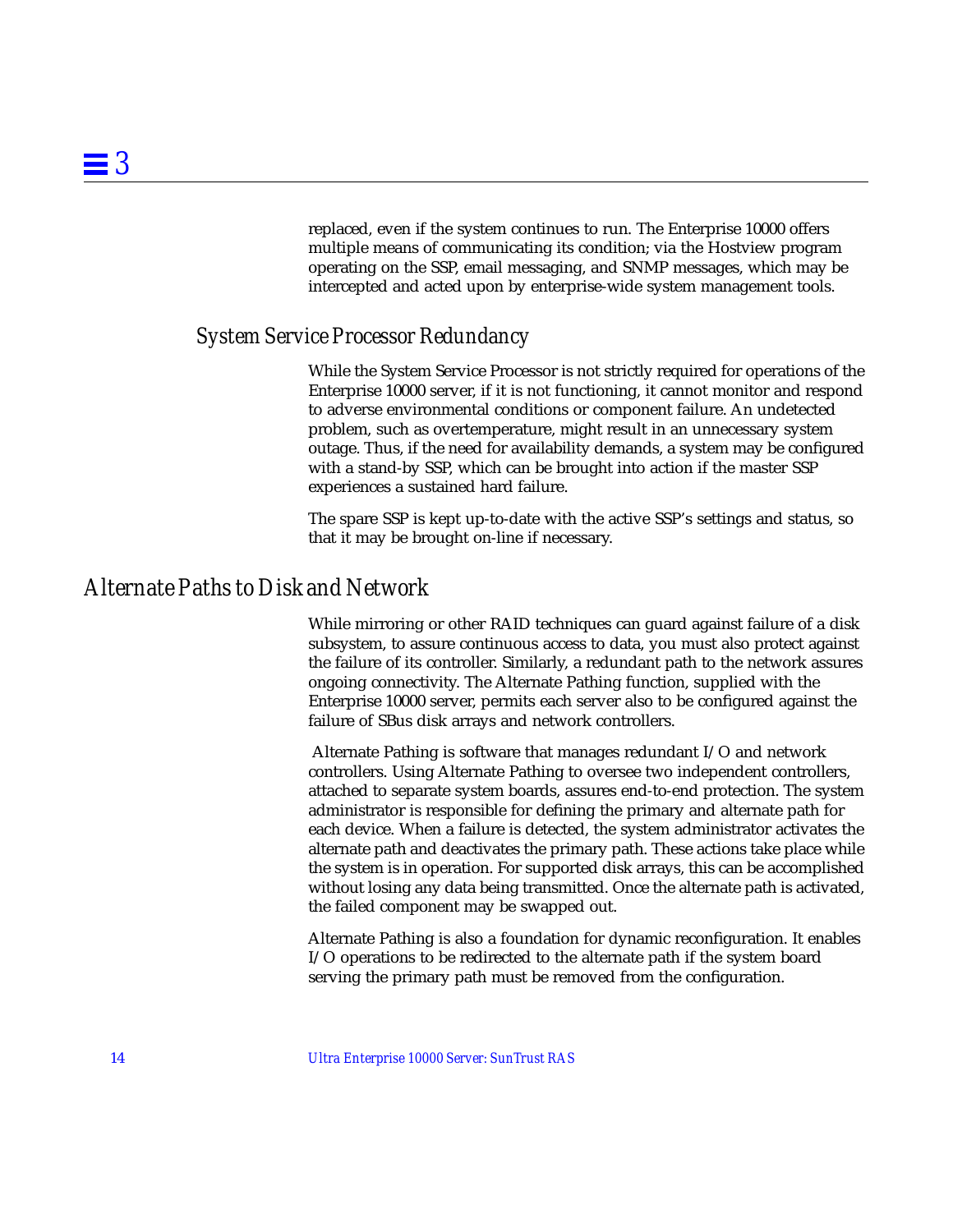replaced, even if the system continues to run. The Enterprise 10000 offers multiple means of communicating its condition; via the Hostview program operating on the SSP, email messaging, and SNMP messages, which may be intercepted and acted upon by enterprise-wide system management tools.

### System Service Processor Redundancy

While the System Service Processor is not strictly required for operations of the Enterprise 10000 server, if it is not functioning, it cannot monitor and respond to adverse environmental conditions or component failure. An undetected problem, such as overtemperature, might result in an unnecessary system outage. Thus, if the need for availability demands, a system may be configured with a stand-by SSP, which can be brought into action if the master SSP experiences a sustained hard failure.

The spare SSP is kept up-to-date with the active SSP's settings and status, so that it may be brought on-line if necessary.

## Alternate Paths to Disk and Network

While mirroring or other RAID techniques can guard against failure of a disk subsystem, to assure continuous access to data, you must also protect against the failure of its controller. Similarly, a redundant path to the network assures ongoing connectivity. The Alternate Pathing function, supplied with the Enterprise 10000 server, permits each server also to be configured against the failure of SBus disk arrays and network controllers.

Alternate Pathing is software that manages redundant I/O and network controllers. Using Alternate Pathing to oversee two independent controllers, attached to separate system boards, assures end-to-end protection. The system administrator is responsible for defining the primary and alternate path for each device. When a failure is detected, the system administrator activates the alternate path and deactivates the primary path. These actions take place while the system is in operation. For supported disk arrays, this can be accomplished without losing any data being transmitted. Once the alternate path is activated, the failed component may be swapped out.

Alternate Pathing is also a foundation for dynamic reconfiguration. It enables I/O operations to be redirected to the alternate path if the system board serving the primary path must be removed from the configuration.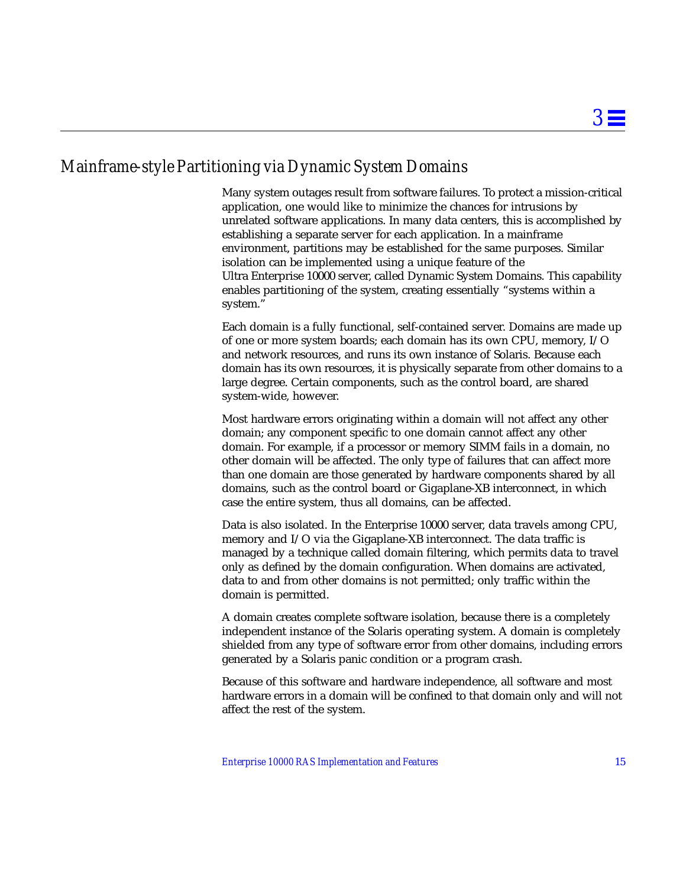## Mainframe-style Partitioning via Dynamic System Domains

Many system outages result from software failures. To protect a mission-critical application, one would like to minimize the chances for intrusions by unrelated software applications. In many data centers, this is accomplished by establishing a separate server for each application. In a mainframe environment, partitions may be established for the same purposes. Similar isolation can be implemented using a unique feature of the Ultra Enterprise 10000 server, called Dynamic System Domains. This capability enables partitioning of the system, creating essentially "systems within a system."

Each domain is a fully functional, self-contained server. Domains are made up of one or more system boards; each domain has its own CPU, memory, I/O and network resources, and runs its own instance of Solaris. Because each domain has its own resources, it is physically separate from other domains to a large degree. Certain components, such as the control board, are shared system-wide, however.

Most hardware errors originating within a domain will not affect any other domain; any component specific to one domain cannot affect any other domain. For example, if a processor or memory SIMM fails in a domain, no other domain will be affected. The only type of failures that can affect more than one domain are those generated by hardware components shared by all domains, such as the control board or Gigaplane-XB interconnect, in which case the entire system, thus all domains, can be affected.

Data is also isolated. In the Enterprise 10000 server, data travels among CPU, memory and I/O via the Gigaplane-XB interconnect. The data traffic is managed by a technique called domain filtering, which permits data to travel only as defined by the domain configuration. When domains are activated, data to and from other domains is not permitted; only traffic within the domain is permitted.

A domain creates complete software isolation, because there is a completely independent instance of the Solaris operating system. A domain is completely shielded from any type of software error from other domains, including errors generated by a Solaris panic condition or a program crash.

Because of this software and hardware independence, all software and most hardware errors in a domain will be confined to that domain only and will not affect the rest of the system.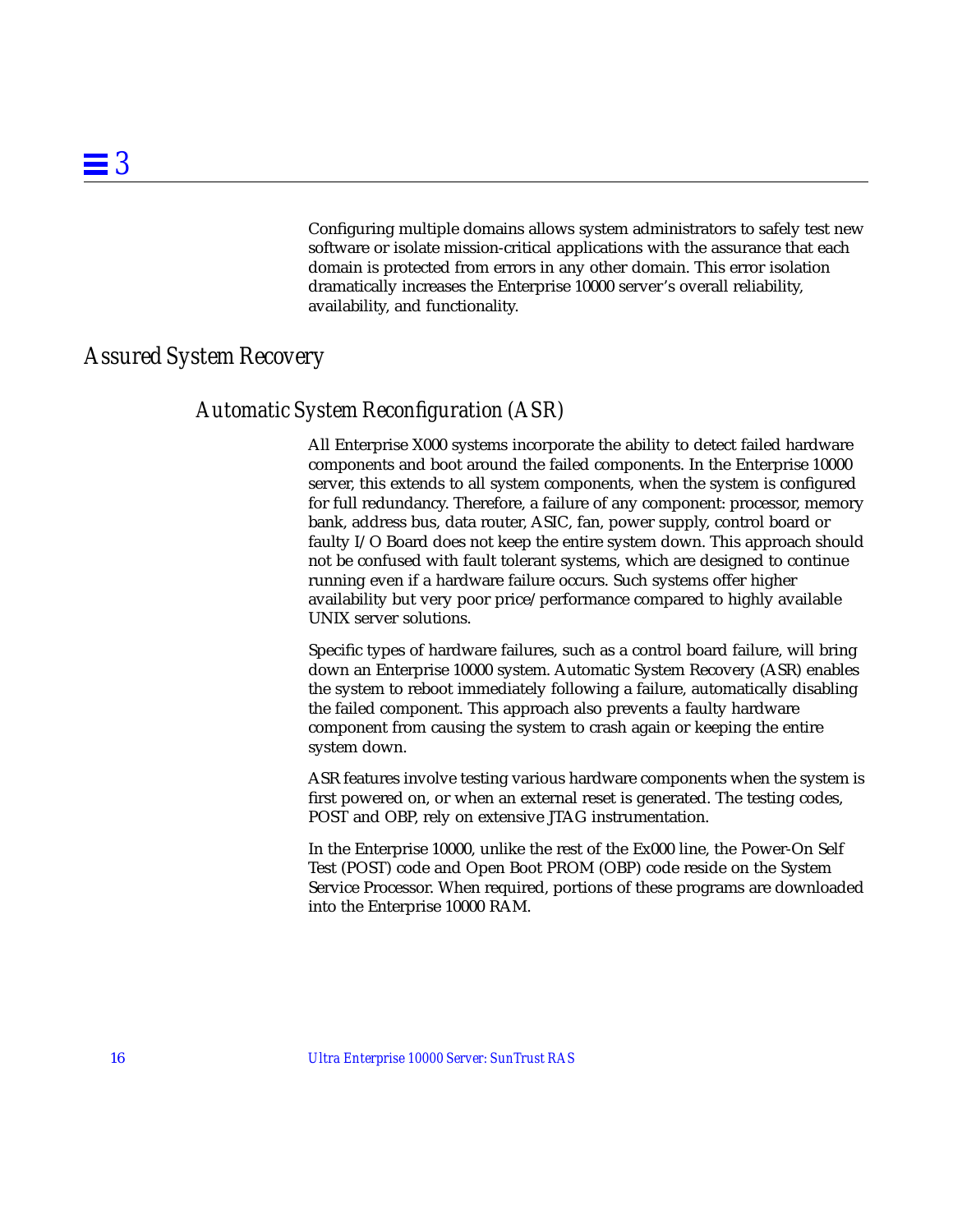Configuring multiple domains allows system administrators to safely test new software or isolate mission-critical applications with the assurance that each domain is protected from errors in any other domain. This error isolation dramatically increases the Enterprise 10000 server's overall reliability, availability, and functionality.

## *Assured System Recovery*

### *Automatic System Reconfiguration (ASR)*

All Enterprise X000 systems incorporate the ability to detect failed hardware components and boot around the failed components. In the Enterprise 10000 server, this extends to all system components, when the system is configured for full redundancy. Therefore, a failure of any component: processor, memory bank, address bus, data router, ASIC, fan, power supply, control board or faulty I/O Board does not keep the entire system down. This approach should not be confused with fault tolerant systems, which are designed to continue running even if a hardware failure occurs. Such systems offer higher availability but very poor price/performance compared to highly available UNIX server solutions.

Specific types of hardware failures, such as a control board failure, will bring down an Enterprise 10000 system. Automatic System Recovery (ASR) enables the system to reboot immediately following a failure, automatically disabling the failed component. This approach also prevents a faulty hardware component from causing the system to crash again or keeping the entire system down.

ASR features involve testing various hardware components when the system is first powered on, or when an external reset is generated. The testing codes, POST and OBP, rely on extensive JTAG instrumentation.

In the Enterprise 10000, unlike the rest of the Ex000 line, the Power-On Self Test (POST) code and Open Boot PROM (OBP) code reside on the System Service Processor. When required, portions of these programs are downloaded into the Enterprise 10000 RAM.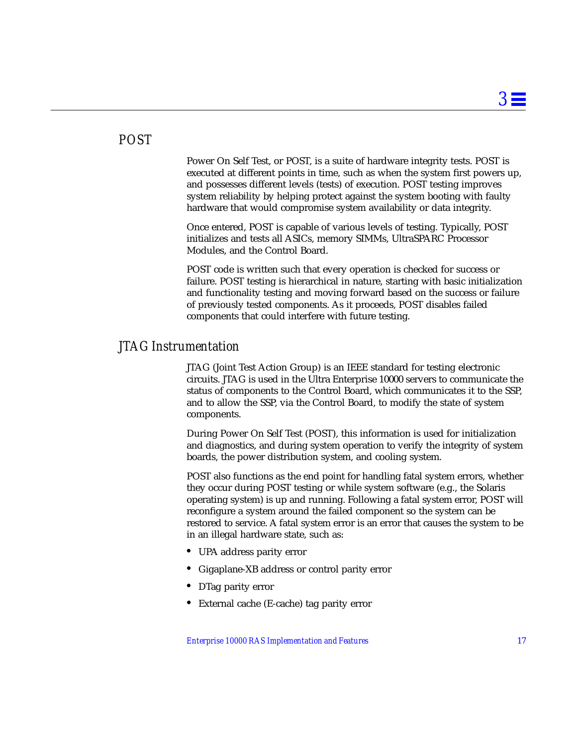## POST

Power On Self Test, or POST, is a suite of hardware integrity tests. POST is executed at different points in time, such as when the system first powers up, and possesses different levels (tests) of execution. POST testing improves system reliability by helping protect against the system booting with faulty hardware that would compromise system availability or data integrity.

Once entered, POST is capable of various levels of testing. Typically, POST initializes and tests all ASICs, memory SIMMs, UltraSPARC Processor Modules, and the Control Board.

POST code is written such that every operation is checked for success or failure. POST testing is hierarchical in nature, starting with basic initialization and functionality testing and moving forward based on the success or failure of previously tested components. As it proceeds, POST disables failed components that could interfere with future testing.

## JTAG Instrumentation

JTAG (Joint Test Action Group) is an IEEE standard for testing electronic circuits. JTAG is used in the Ultra Enterprise 10000 servers to communicate the status of components to the Control Board, which communicates it to the SSP, and to allow the SSP, via the Control Board, to modify the state of system components.

During Power On Self Test (POST), this information is used for initialization and diagnostics, and during system operation to verify the integrity of system boards, the power distribution system, and cooling system.

POST also functions as the end point for handling fatal system errors, whether they occur during POST testing or while system software (e.g., the Solaris operating system) is up and running. Following a fatal system error, POST will reconfigure a system around the failed component so the system can be restored to service. A fatal system error is an error that causes the system to be in an illegal hardware state, such as:

- UPA address parity error
- Gigaplane-XB address or control parity error
- DTag parity error
- External cache (E-cache) tag parity error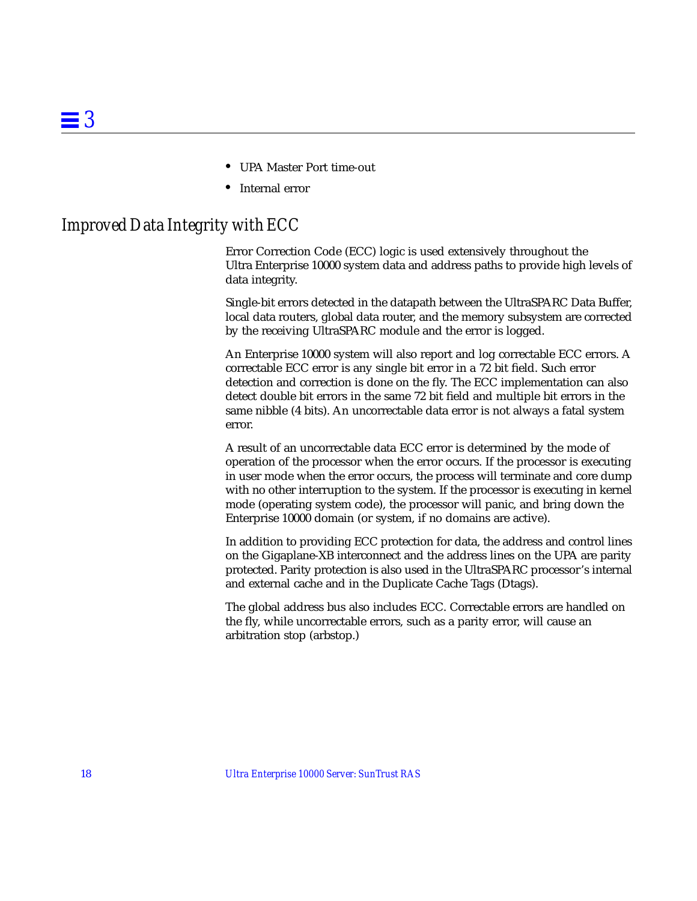- UPA Master Port time-out
- Internal error

## *Improved Data Integrity with ECC*

Error Correction Code (ECC) logic is used extensively throughout the Ultra Enterprise 10000 system data and address paths to provide high levels of data integrity.

Single-bit errors detected in the datapath between the UltraSPARC Data Buffer, local data routers, global data router, and the memory subsystem are corrected by the receiving UltraSPARC module and the error is logged.

An Enterprise 10000 system will also report and log correctable ECC errors. A correctable ECC error is any single bit error in a 72 bit field. Such error detection and correction is done on the fly. The ECC implementation can also detect double bit errors in the same 72 bit field and multiple bit errors in the same nibble (4 bits). An uncorrectable data error is not always a fatal system error.

A result of an uncorrectable data ECC error is determined by the mode of operation of the processor when the error occurs. If the processor is executing in user mode when the error occurs, the process will terminate and core dump with no other interruption to the system. If the processor is executing in kernel mode (operating system code), the processor will panic, and bring down the Enterprise 10000 domain (or system, if no domains are active).

In addition to providing ECC protection for data, the address and control lines on the Gigaplane-XB interconnect and the address lines on the UPA are parity protected. Parity protection is also used in the UltraSPARC processor's internal and external cache and in the Duplicate Cache Tags (Dtags).

The global address bus also includes ECC. Correctable errors are handled on the fly, while uncorrectable errors, such as a parity error, will cause an arbitration stop (arbstop.)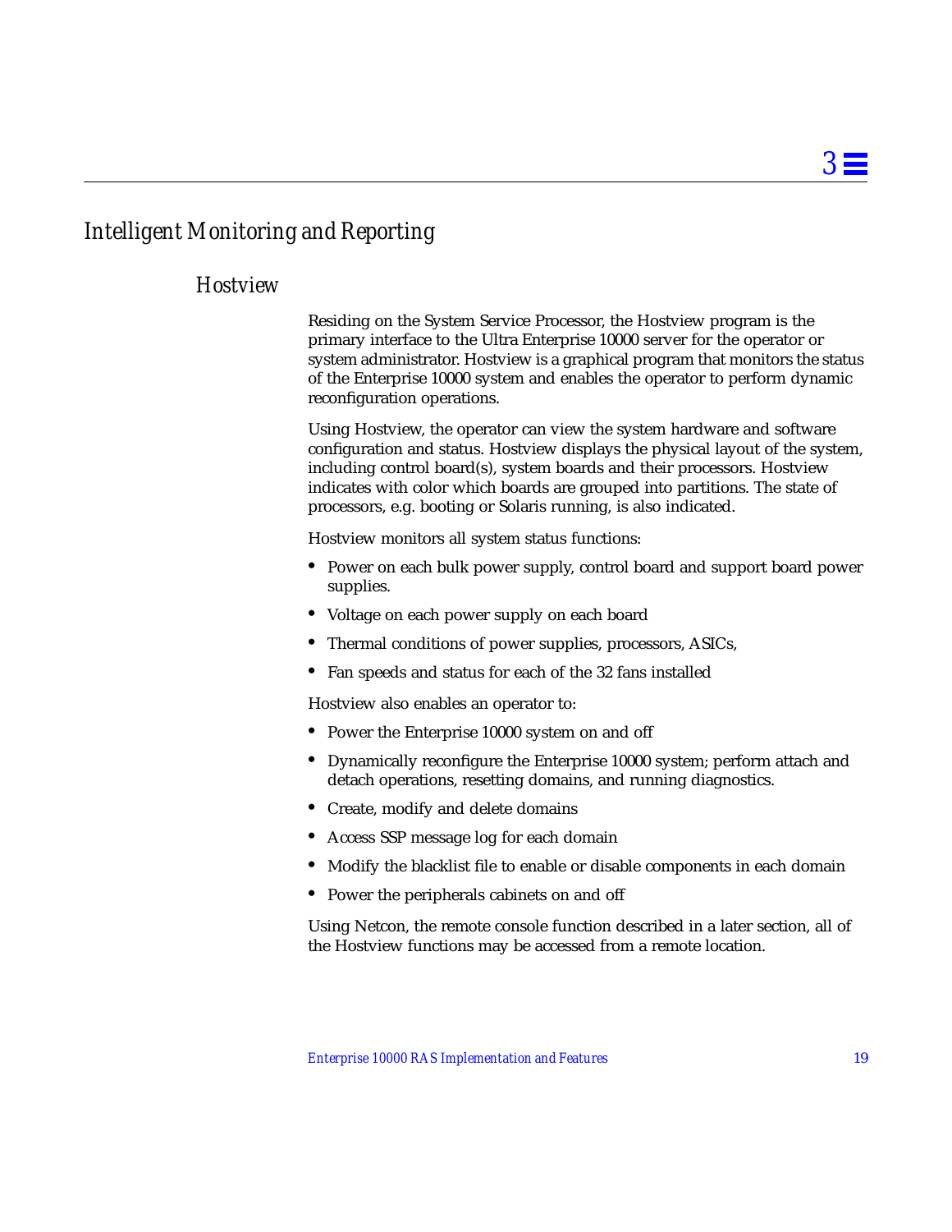# Intelligent Monitoring and Reporting

## Hostview

Residing on the System Service Processor, the Hostview program is the primary interface to the Ultra Enterprise 10000 server for the operator or system administrator. Hostview is a graphical program that monitors the status of the Enterprise 10000 system and enables the operator to perform dynamic reconfiguration operations.

Using Hostview, the operator can view the system hardware and software configuration and status. Hostview displays the physical layout of the system, including control board(s), system boards and their processors. Hostview indicates with color which boards are grouped into partitions. The state of processors, e.g. booting or Solaris running, is also indicated.

Hostview monitors all system status functions:

- Power on each bulk power supply, control board and support board power supplies.
- Voltage on each power supply on each board
- Thermal conditions of power supplies, processors, ASICs,
- Fan speeds and status for each of the 32 fans installed

Hostview also enables an operator to:

- Power the Enterprise 10000 system on and off
- Dynamically reconfigure the Enterprise 10000 system; perform attach and detach operations, resetting domains, and running diagnostics.
- Create, modify and delete domains
- Access SSP message log for each domain
- Modify the blacklist file to enable or disable components in each domain
- Power the peripherals cabinets on and off

Using Netcon, the remote console function described in a later section, all of the Hostview functions may be accessed from a remote location.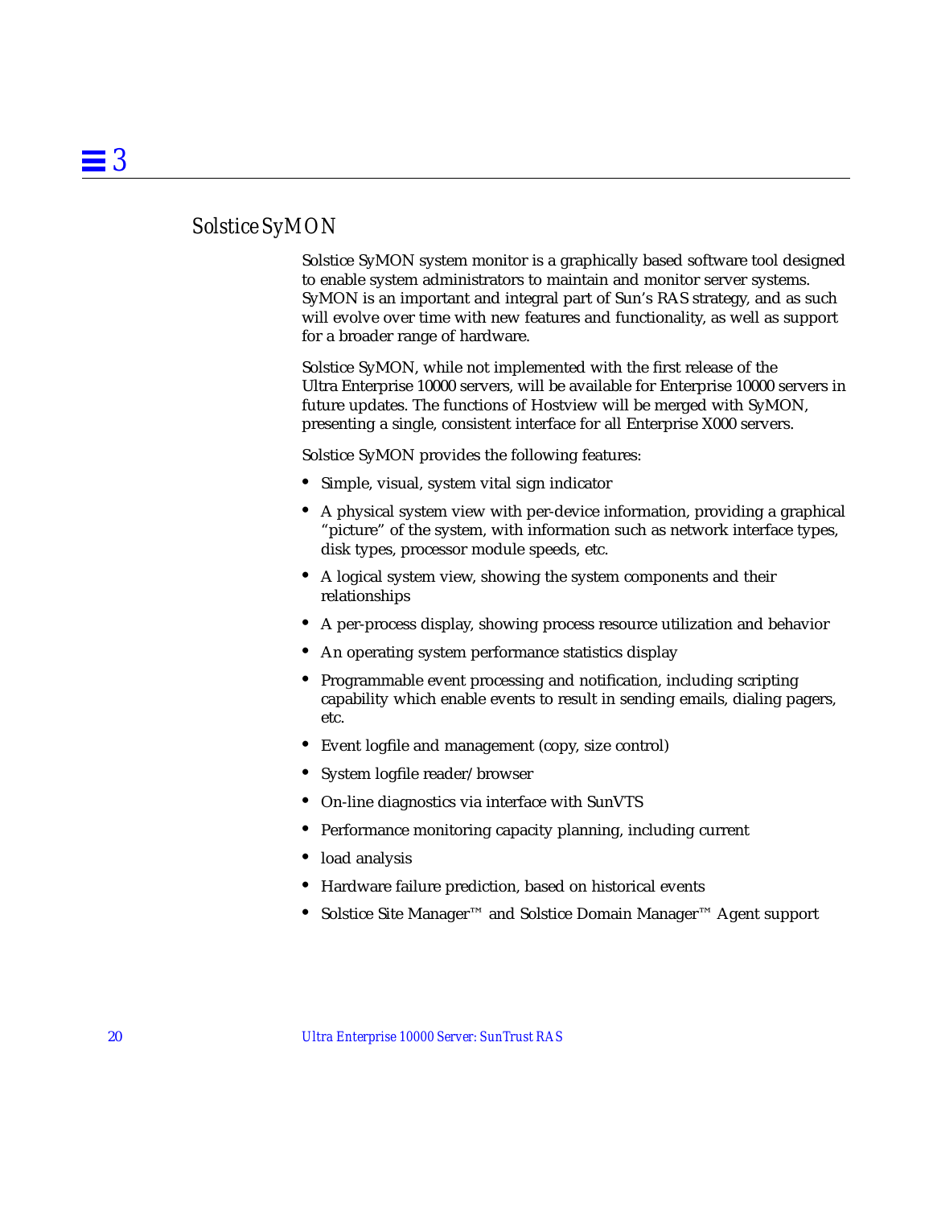## Solstice SyMON

Solstice SyMON system monitor is a graphically based software tool designed to enable system administrators to maintain and monitor server systems. SyMON is an important and integral part of Sun's RAS strategy, and as such will evolve over time with new features and functionality, as well as support for a broader range of hardware.

Solstice SyMON, while not implemented with the first release of the Ultra Enterprise 10000 servers, will be available for Enterprise 10000 servers in future updates. The functions of Hostview will be merged with SyMON, presenting a single, consistent interface for all Enterprise X000 servers.

Solstice SyMON provides the following features:

- Simple, visual, system vital sign indicator
- A physical system view with per-device information, providing a graphical "picture" of the system, with information such as network interface types, disk types, processor module speeds, etc.
- A logical system view, showing the system components and their relationships
- A per-process display, showing process resource utilization and behavior
- An operating system performance statistics display
- Programmable event processing and notification, including scripting capability which enable events to result in sending emails, dialing pagers, etc.
- Event logfile and management (copy, size control)
- System logfile reader/browser
- On-line diagnostics via interface with SunVTS
- Performance monitoring capacity planning, including current
- load analysis
- Hardware failure prediction, based on historical events
- Solstice Site Manager™ and Solstice Domain Manager™ Agent support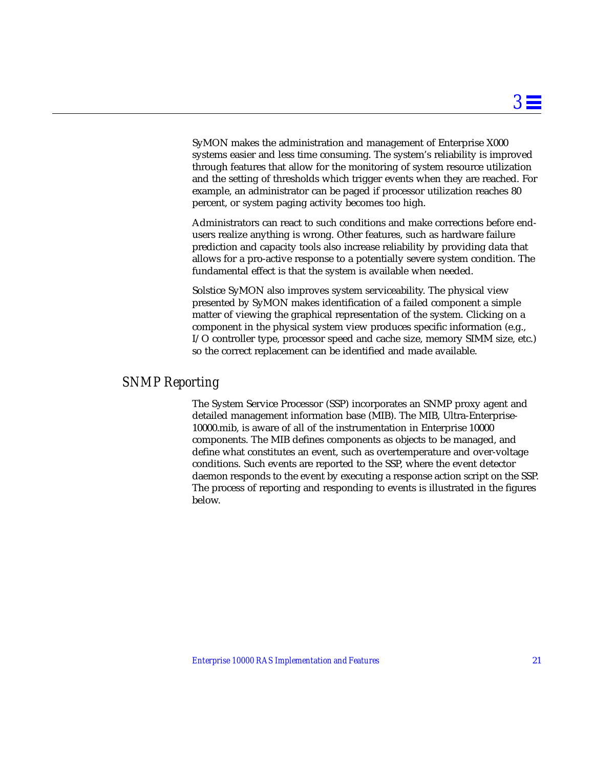SyMON makes the administration and management of Enterprise X000 systems easier and less time consuming. The system's reliability is improved through features that allow for the monitoring of system resource utilization and the setting of thresholds which trigger events when they are reached. For example, an administrator can be paged if processor utilization reaches 80 percent, or system paging activity becomes too high.

Administrators can react to such conditions and make corrections before end-users realize anything is wrong. Other features, such as hardware failure prediction and capacity tools also increase reliability by providing data that allows for a pro-active response to a potentially severe system condition. The fundamental effect is that the system is available when needed.

Solstice SyMON also improves system serviceability. The physical view presented by SyMON makes identification of a failed component a simple matter of viewing the graphical representation of the system. Clicking on a component in the physical system view produces specific information (e.g., I/O controller type, processor speed and cache size, memory SIMM size, etc.) so the correct replacement can be identified and made available.

## SNMP Reporting

The System Service Processor (SSP) incorporates an SNMP proxy agent and detailed management information base (MIB). The MIB, Ultra-Enterprise-10000.mib, is aware of all of the instrumentation in Enterprise 10000 components. The MIB defines components as objects to be managed, and define what constitutes an event, such as overtemperature and over-voltage conditions. Such events are reported to the SSP, where the event detector daemon responds to the event by executing a response action script on the SSP. The process of reporting and responding to events is illustrated in the figures below.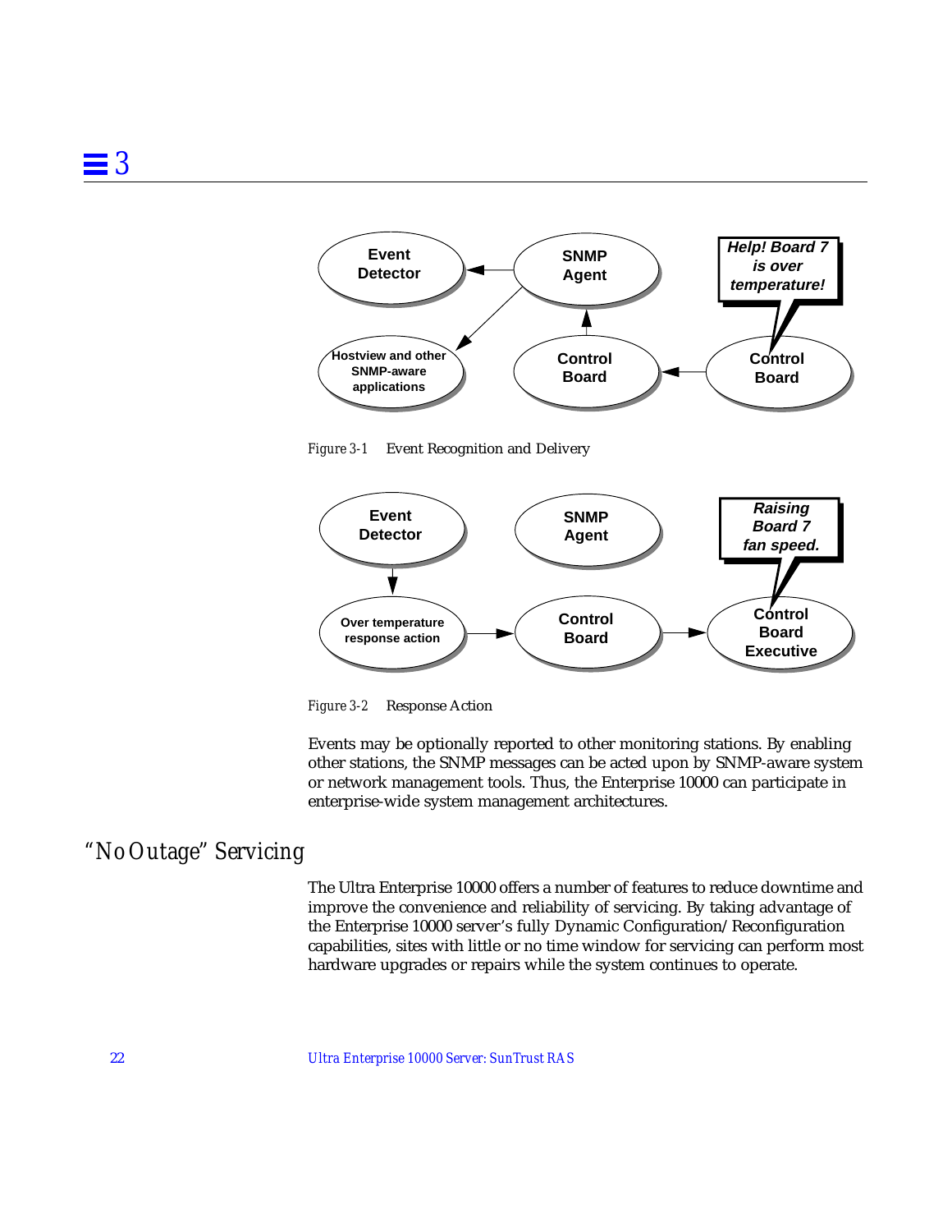*Figure 3-1* Event Recognition and Delivery

*Figure 3-2* Response Action

Events may be optionally reported to other monitoring stations. By enabling other stations, the SNMP messages can be acted upon by SNMP-aware system or network management tools. Thus, the Enterprise 10000 can participate in enterprise-wide system management architectures.

## "No Outage" Servicing

The Ultra Enterprise 10000 offers a number of features to reduce downtime and improve the convenience and reliability of servicing. By taking advantage of the Enterprise 10000 server's fully Dynamic Configuration/Reconfiguration capabilities, sites with little or no time window for servicing can perform most hardware upgrades or repairs while the system continues to operate.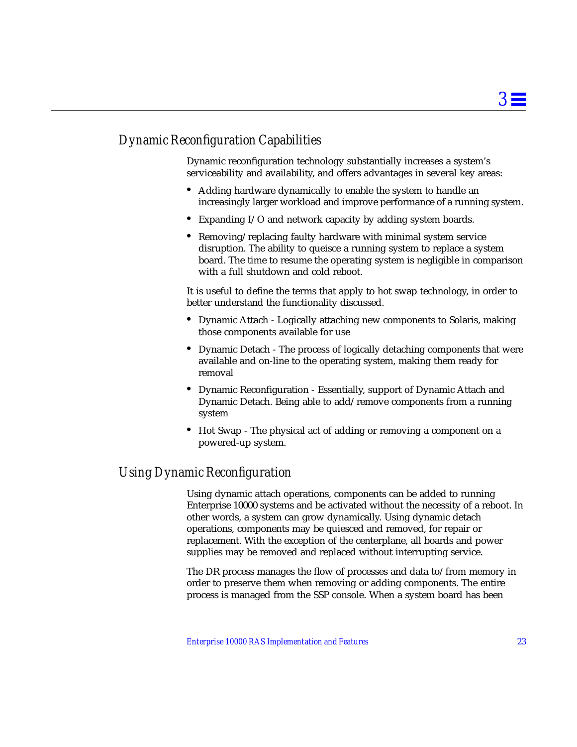## Dynamic Reconfiguration Capabilities

Dynamic reconfiguration technology substantially increases a system's serviceability and availability, and offers advantages in several key areas:

- Adding hardware dynamically to enable the system to handle an increasingly larger workload and improve performance of a running system.
- Expanding I/O and network capacity by adding system boards.
- Removing/replacing faulty hardware with minimal system service disruption. The ability to queisce a running system to replace a system board. The time to resume the operating system is negligible in comparison with a full shutdown and cold reboot.

It is useful to define the terms that apply to hot swap technology, in order to better understand the functionality discussed.

- Dynamic Attach - Logically attaching new components to Solaris, making those components available for use
- Dynamic Detach - The process of logically detaching components that were available and on-line to the operating system, making them ready for removal
- Dynamic Reconfiguration - Essentially, support of Dynamic Attach and Dynamic Detach. Being able to add/remove components from a running system
- Hot Swap - The physical act of adding or removing a component on a powered-up system.

## Using Dynamic Reconfiguration

Using dynamic attach operations, components can be added to running Enterprise 10000 systems and be activated without the necessity of a reboot. In other words, a system can grow dynamically. Using dynamic detach operations, components may be quiesced and removed, for repair or replacement. With the exception of the centerplane, all boards and power supplies may be removed and replaced without interrupting service.

The DR process manages the flow of processes and data to/from memory in order to preserve them when removing or adding components. The entire process is managed from the SSP console. When a system board has been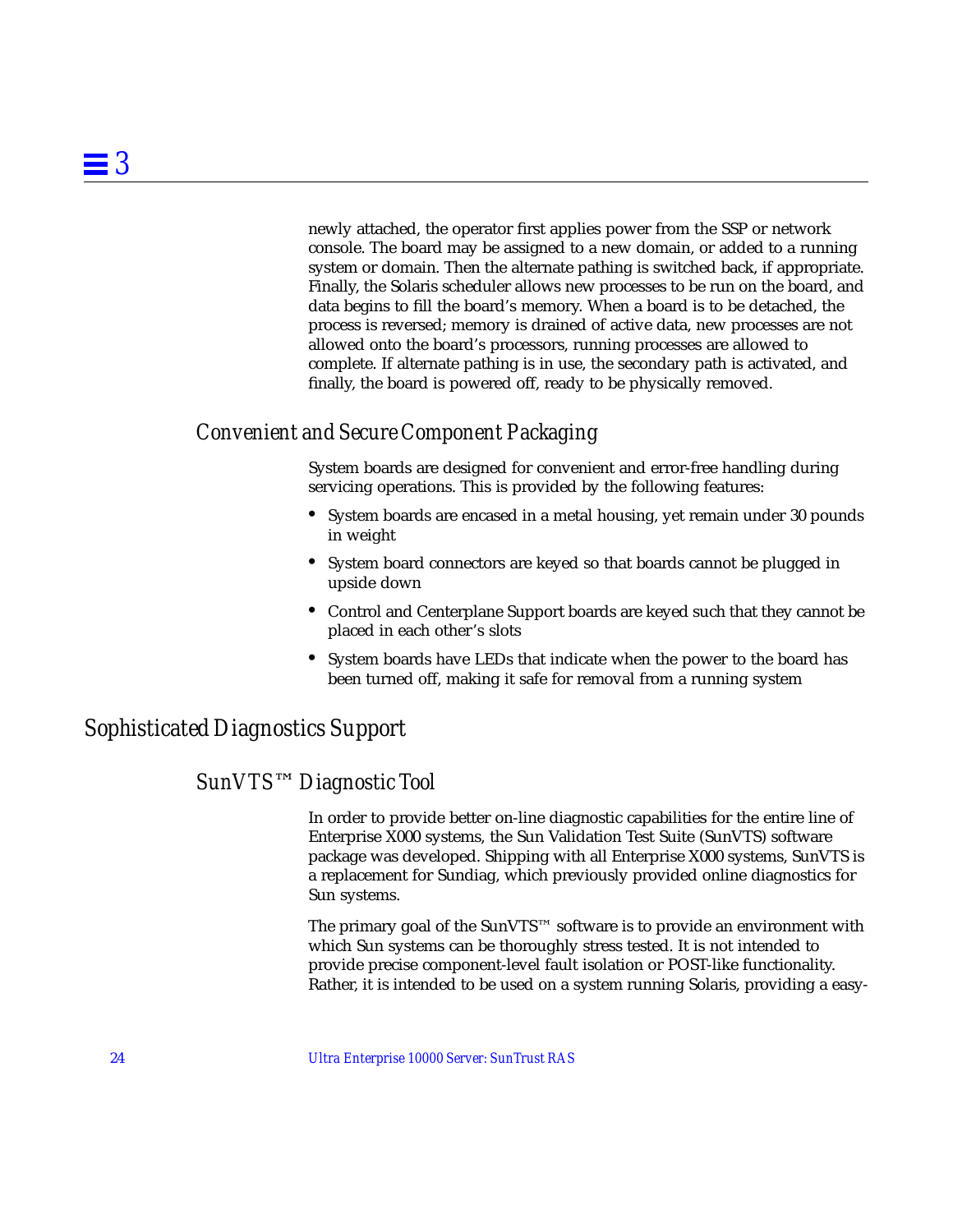newly attached, the operator first applies power from the SSP or network console. The board may be assigned to a new domain, or added to a running system or domain. Then the alternate pathing is switched back, if appropriate. Finally, the Solaris scheduler allows new processes to be run on the board, and data begins to fill the board's memory. When a board is to be detached, the process is reversed; memory is drained of active data, new processes are not allowed onto the board's processors, running processes are allowed to complete. If alternate pathing is in use, the secondary path is activated, and finally, the board is powered off, ready to be physically removed.

### *Convenient and Secure Component Packaging*

System boards are designed for convenient and error-free handling during servicing operations. This is provided by the following features:

- System boards are encased in a metal housing, yet remain under 30 pounds in weight
- System board connectors are keyed so that boards cannot be plugged in upside down
- Control and Centerplane Support boards are keyed such that they cannot be placed in each other's slots
- System boards have LEDs that indicate when the power to the board has been turned off, making it safe for removal from a running system

## *Sophisticated Diagnostics Support*

### *SunVTS™ Diagnostic Tool*

In order to provide better on-line diagnostic capabilities for the entire line of Enterprise X000 systems, the Sun Validation Test Suite (SunVTS) software package was developed. Shipping with all Enterprise X000 systems, SunVTS is a replacement for Sundiag, which previously provided online diagnostics for Sun systems.

The primary goal of the SunVTS™ software is to provide an environment with which Sun systems can be thoroughly stress tested. It is not intended to provide precise component-level fault isolation or POST-like functionality. Rather, it is intended to be used on a system running Solaris, providing a easy-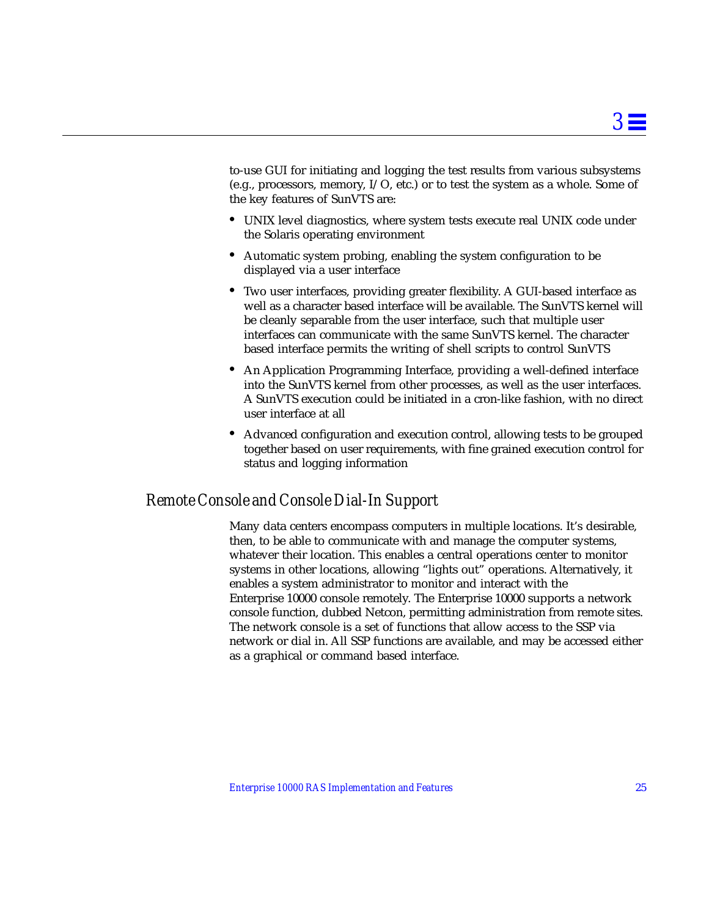to-use GUI for initiating and logging the test results from various subsystems (e.g., processors, memory, I/O, etc.) or to test the system as a whole. Some of the key features of SunVTS are:

- UNIX level diagnostics, where system tests execute real UNIX code under the Solaris operating environment
- Automatic system probing, enabling the system configuration to be displayed via a user interface
- Two user interfaces, providing greater flexibility. A GUI-based interface as well as a character based interface will be available. The SunVTS kernel will be cleanly separable from the user interface, such that multiple user interfaces can communicate with the same SunVTS kernel. The character based interface permits the writing of shell scripts to control SunVTS
- An Application Programming Interface, providing a well-defined interface into the SunVTS kernel from other processes, as well as the user interfaces. A SunVTS execution could be initiated in a cron-like fashion, with no direct user interface at all
- Advanced configuration and execution control, allowing tests to be grouped together based on user requirements, with fine grained execution control for status and logging information

## *Remote Console and Console Dial-In Support*

Many data centers encompass computers in multiple locations. It's desirable, then, to be able to communicate with and manage the computer systems, whatever their location. This enables a central operations center to monitor systems in other locations, allowing "lights out" operations. Alternatively, it enables a system administrator to monitor and interact with the Enterprise 10000 console remotely. The Enterprise 10000 supports a network console function, dubbed Netcon, permitting administration from remote sites. The network console is a set of functions that allow access to the SSP via network or dial in. All SSP functions are available, and may be accessed either as a graphical or command based interface.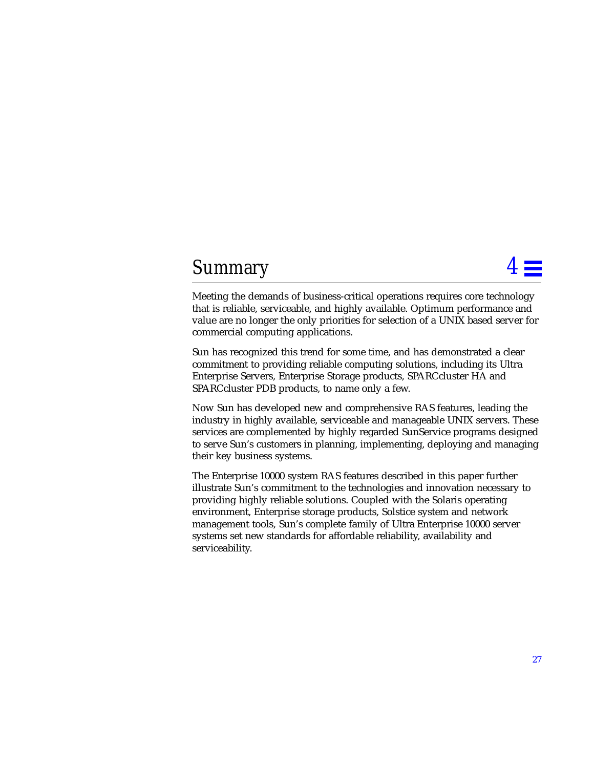# Summary

Meeting the demands of business-critical operations requires core technology that is reliable, serviceable, and highly available. Optimum performance and value are no longer the only priorities for selection of a UNIX based server for commercial computing applications.

Sun has recognized this trend for some time, and has demonstrated a clear commitment to providing reliable computing solutions, including its Ultra Enterprise Servers, Enterprise Storage products, SPARCcluster HA and SPARCcluster PDB products, to name only a few.

Now Sun has developed new and comprehensive RAS features, leading the industry in highly available, serviceable and manageable UNIX servers. These services are complemented by highly regarded SunService programs designed to serve Sun's customers in planning, implementing, deploying and managing their key business systems.

The Enterprise 10000 system RAS features described in this paper further illustrate Sun's commitment to the technologies and innovation necessary to providing highly reliable solutions. Coupled with the Solaris operating environment, Enterprise storage products, Solstice system and network management tools, Sun's complete family of Ultra Enterprise 10000 server systems set new standards for affordable reliability, availability and serviceability.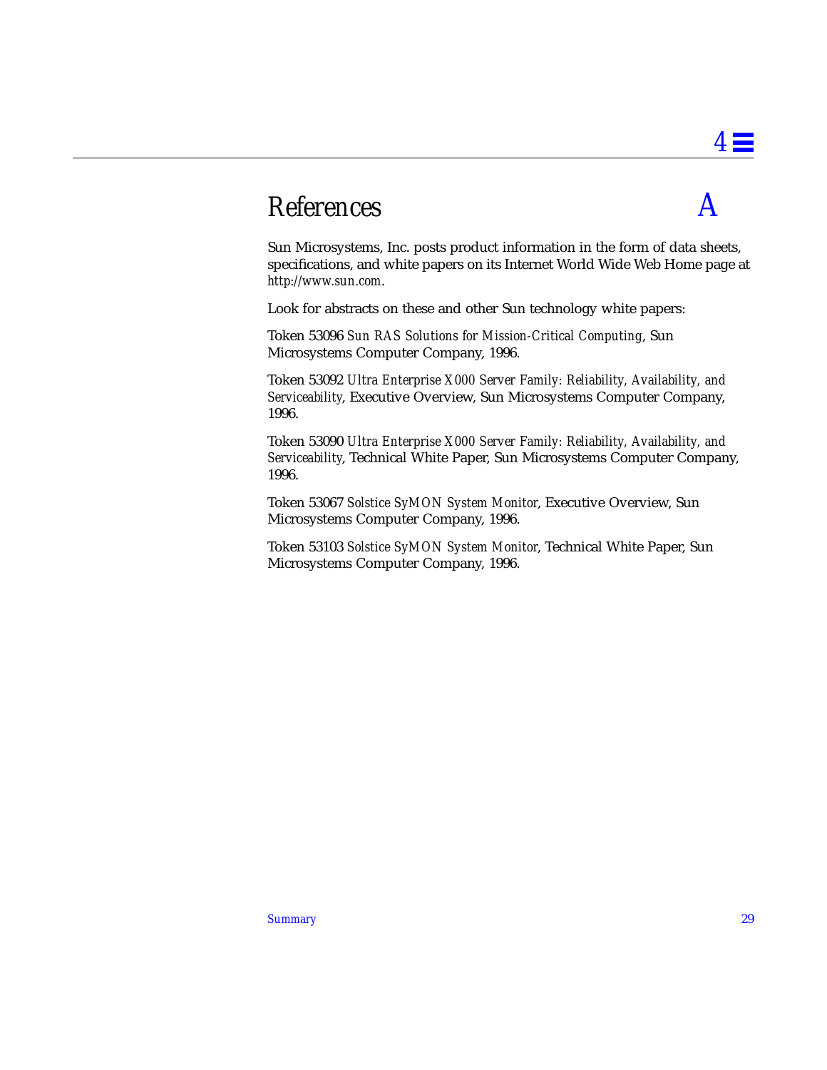# References A

Sun Microsystems, Inc. posts product information in the form of data sheets, specifications, and white papers on its Internet World Wide Web Home page at *http://www.sun.com*.

Look for abstracts on these and other Sun technology white papers:

Token 53096 *Sun RAS Solutions for Mission-Critical Computing*, Sun Microsystems Computer Company, 1996.

Token 53092 *Ultra Enterprise X000 Server Family: Reliability, Availability, and Serviceability*, Executive Overview, Sun Microsystems Computer Company, 1996.

Token 53090 *Ultra Enterprise X000 Server Family: Reliability, Availability, and Serviceability*, Technical White Paper, Sun Microsystems Computer Company, 1996.

Token 53067 *Solstice SyMON System Monitor*, Executive Overview, Sun Microsystems Computer Company, 1996.

Token 53103 *Solstice SyMON System Monitor*, Technical White Paper, Sun Microsystems Computer Company, 1996.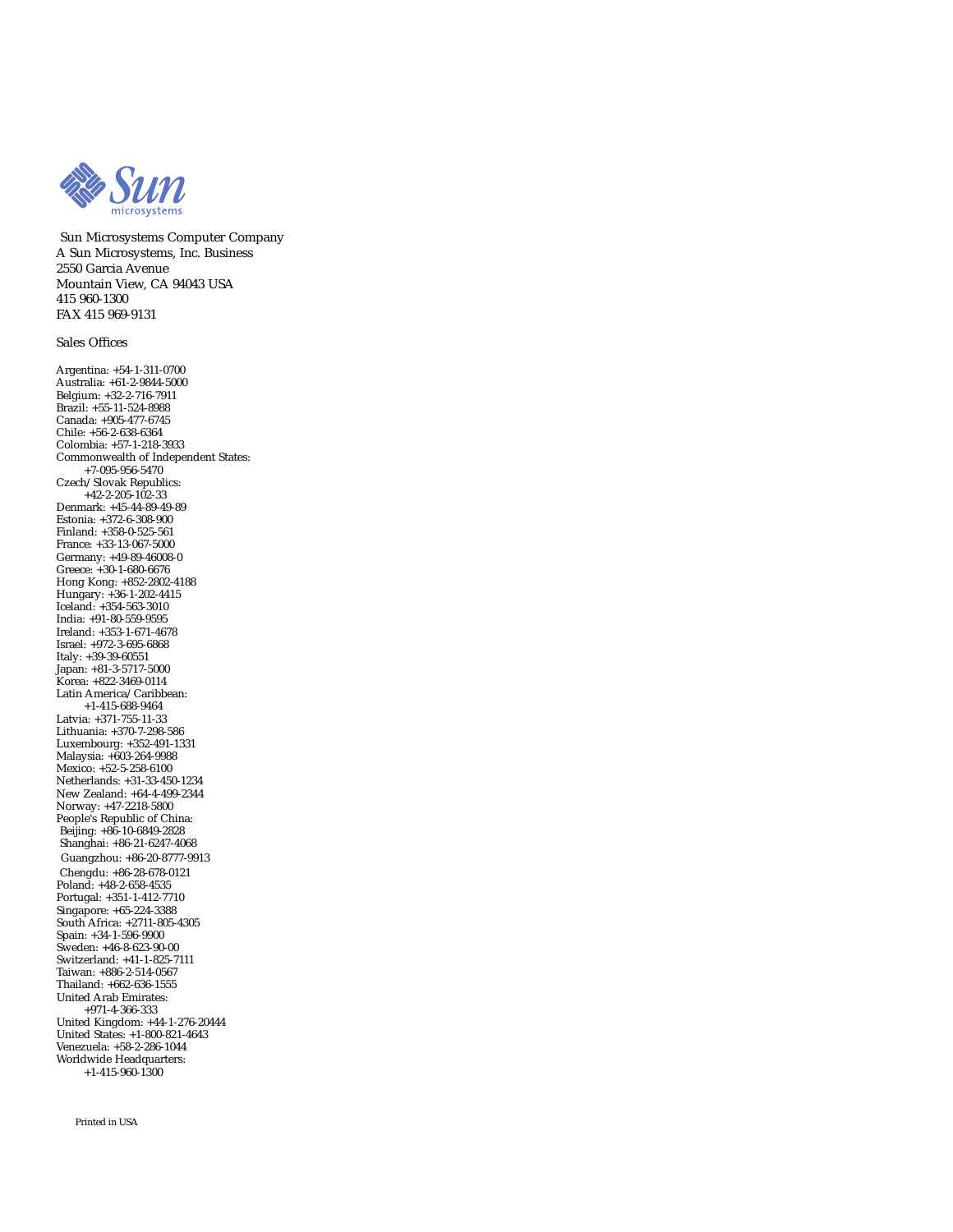Sun Microsystems Computer Company
A Sun Microsystems, Inc. Business
2550 Garcia Avenue
Mountain View, CA 94043 USA
415 960-1300
FAX 415 969-9131

Sales Offices

Argentina: +54-1-311-0700
Australia: +61-2-9844-5000
Belgium: +32-2-716-7911
Brazil: +55-11-524-8988
Canada: +905-477-6745
Chile: +56-2-638-6364
Colombia: +57-1-218-3933
Commonwealth of Independent States:
+7-095-956-5470
Czech/Slovak Republics:
+42-2-205-102-33
Denmark: +45-44-89-49-89
Estonia: +372-6-308-900
Finland: +358-0-525-561
France: +33-13-067-5000
Germany: +49-89-46008-0
Greece: +30-1-680-6676
Hong Kong: +852-2802-4188
Hungary: +36-1-202-4415
Iceland: +354-563-3010
India: +91-80-559-9595
Ireland: +353-1-671-4678
Israel: +972-3-695-6868
Italy: +39-39-60551
Japan: +81-3-5717-5000
Korea: +822-3469-0114
Latin America/Caribbean:
+1-415-688-9464
Latvia: +371-755-11-33
Lithuania: +370-7-298-586
Luxembourg: +352-491-1331
Malaysia: +603-264-9988
Mexico: +52-5-258-6100
Netherlands: +31-33-450-1234
New Zealand: +64-4-499-2344
Norway: +47-2218-5800
People's Republic of China:
Beijing: +86-10-6849-2828
Shanghai: +86-21-6247-4068
Guangzhou: +86-20-8777-9913
Chengdu: +86-28-678-0121
Poland: +48-2-658-4535
Portugal: +351-1-412-7710
Singapore: +65-224-3388
South Africa: +2711-805-4305
Spain: +34-1-596-9900
Sweden: +46-8-623-90-00
Switzerland: +41-1-825-7111
Taiwan: +886-2-514-0567
Thailand: +662-636-1555
United Arab Emirates:
+971-4-366-333
United Kingdom: +44-1-276-20444
United States: +1-800-821-4643
Venezuela: +58-2-286-1044
Worldwide Headquarters:
+1-415-960-1300

*Printed in USA*